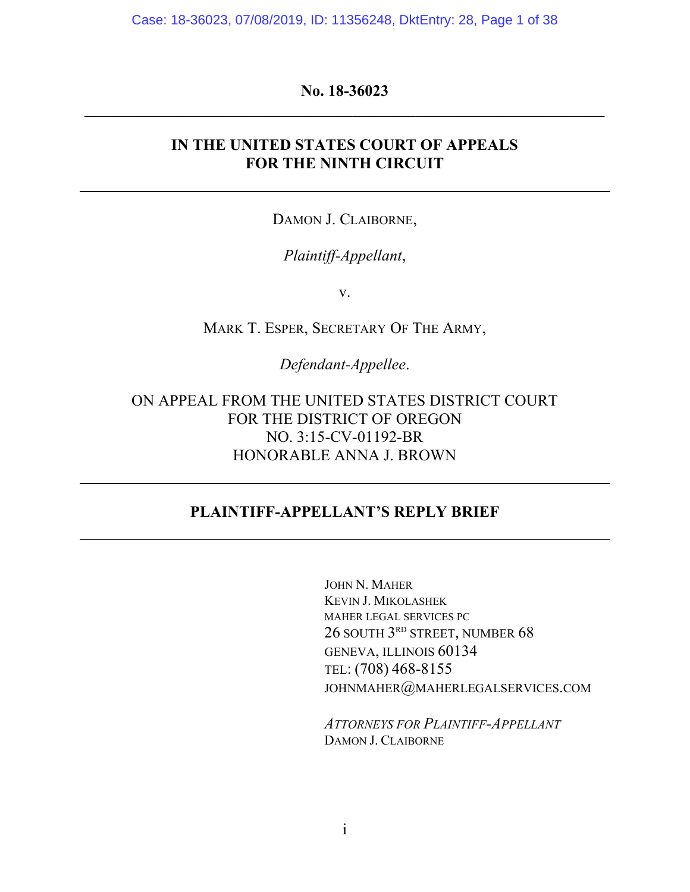**No. 18-36023**

---

**IN THE UNITED STATES COURT OF APPEALS**
**FOR THE NINTH CIRCUIT**

---

DAMON J. CLAIBORNE,

*Plaintiff-Appellant*,

v.

MARK T. ESPER, SECRETARY OF THE ARMY,

*Defendant-Appellee*.

ON APPEAL FROM THE UNITED STATES DISTRICT COURT
FOR THE DISTRICT OF OREGON
NO. 3:15-CV-01192-BR
HONORABLE ANNA J. BROWN

---

**PLAINTIFF-APPELLANT'S REPLY BRIEF**

---

JOHN N. MAHER
KEVIN J. MIKOLASHEK
MAHER LEGAL SERVICES PC
26 SOUTH 3RD STREET, NUMBER 68
GENEVA, ILLINOIS 60134
TEL: (708) 468-8155
JOHNMAHER@MAHERLEGALSERVICES.COM

*ATTORNEYS FOR PLAINTIFF-APPELLANT*
DAMON J. CLAIBORNE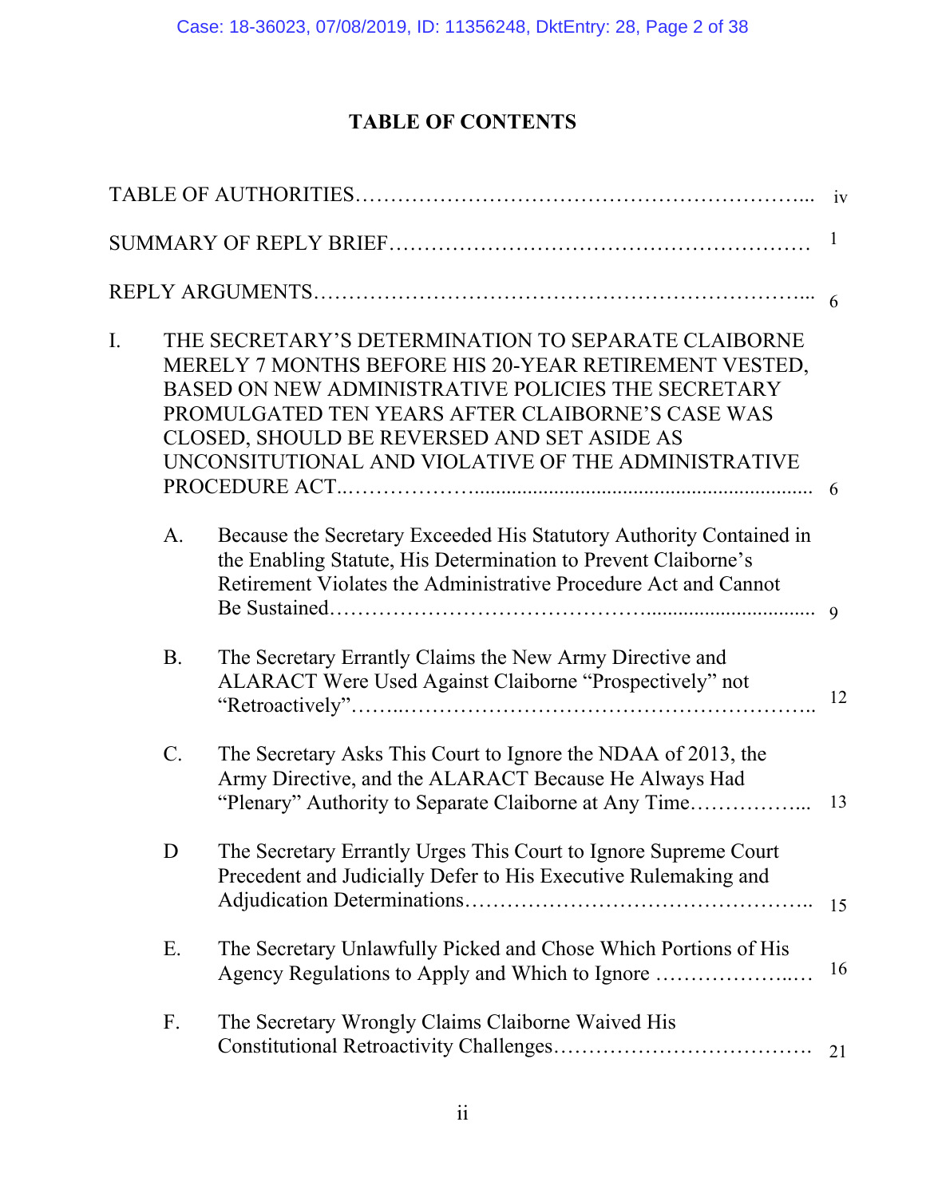# TABLE OF CONTENTS

| | | | |
|---|---|---|---|
| TABLE OF AUTHORITIES | | | iv |
| SUMMARY OF REPLY BRIEF | | | 1 |
| REPLY ARGUMENTS | | | 6 |
| I. | THE SECRETARY'S DETERMINATION TO SEPARATE CLAIBORNE MERELY 7 MONTHS BEFORE HIS 20-YEAR RETIREMENT VESTED, BASED ON NEW ADMINISTRATIVE POLICIES THE SECRETARY PROMULGATED TEN YEARS AFTER CLAIBORNE'S CASE WAS CLOSED, SHOULD BE REVERSED AND SET ASIDE AS UNCONSITUTIONAL AND VIOLATIVE OF THE ADMINISTRATIVE PROCEDURE ACT | | 6 |
| | A. | Because the Secretary Exceeded His Statutory Authority Contained in the Enabling Statute, His Determination to Prevent Claiborne's Retirement Violates the Administrative Procedure Act and Cannot Be Sustained | 9 |
| | B. | The Secretary Errantly Claims the New Army Directive and ALARACT Were Used Against Claiborne "Prospectively" not "Retroactively" | 12 |
| | C. | The Secretary Asks This Court to Ignore the NDAA of 2013, the Army Directive, and the ALARACT Because He Always Had "Plenary" Authority to Separate Claiborne at Any Time | 13 |
| | D | The Secretary Errantly Urges This Court to Ignore Supreme Court Precedent and Judicially Defer to His Executive Rulemaking and Adjudication Determinations | 15 |
| | E. | The Secretary Unlawfully Picked and Chose Which Portions of His Agency Regulations to Apply and Which to Ignore | 16 |
| | F. | The Secretary Wrongly Claims Claiborne Waived His Constitutional Retroactivity Challenges | 21 |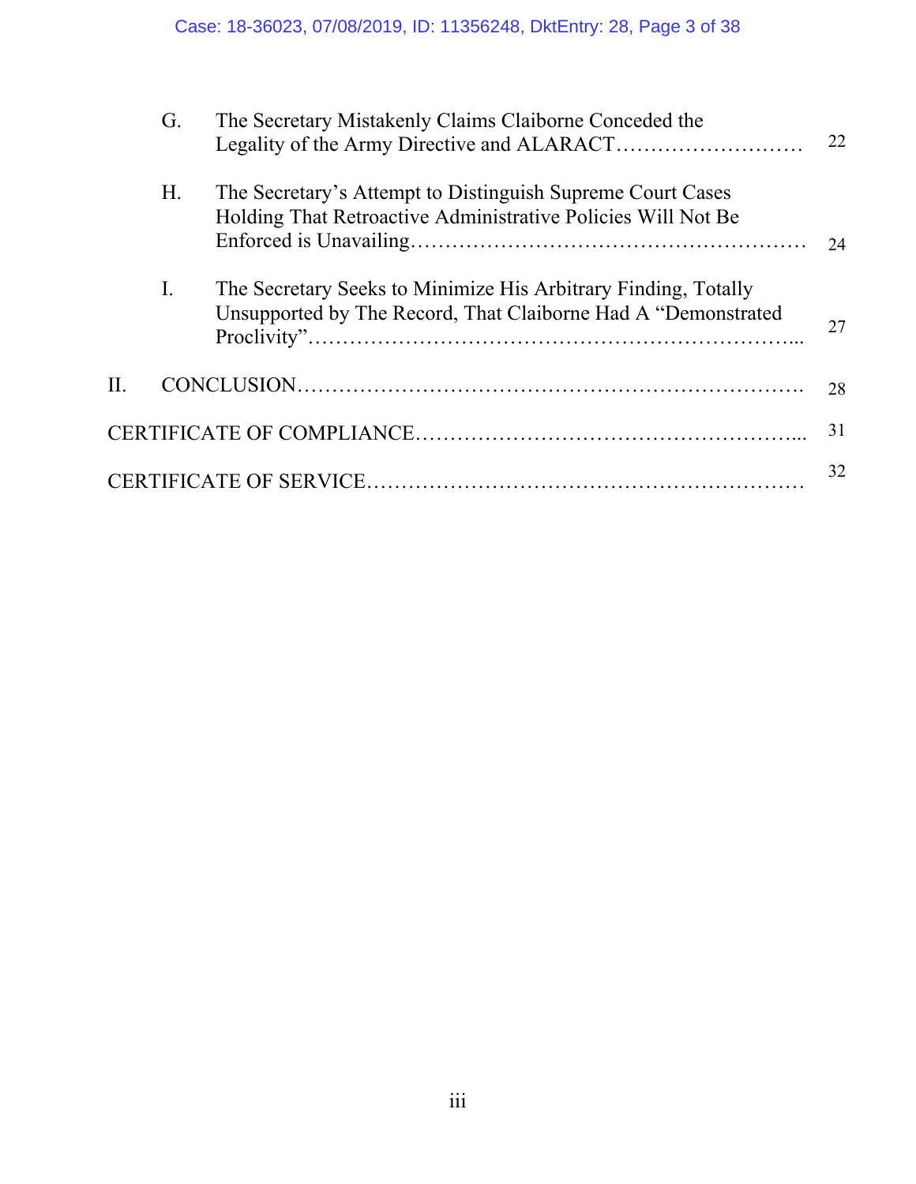G. The Secretary Mistakenly Claims Claiborne Conceded the Legality of the Army Directive and ALARACT………………………… 22

H. The Secretary's Attempt to Distinguish Supreme Court Cases Holding That Retroactive Administrative Policies Will Not Be Enforced is Unavailing………………………………………………… 24

I. The Secretary Seeks to Minimize His Arbitrary Finding, Totally Unsupported by The Record, That Claiborne Had A "Demonstrated Proclivity"………………………………………………………….. 27

II. CONCLUSION……………………………………………………………… 28

CERTIFICATE OF COMPLIANCE……………………………………………... 31

CERTIFICATE OF SERVICE…………………………………………………… 32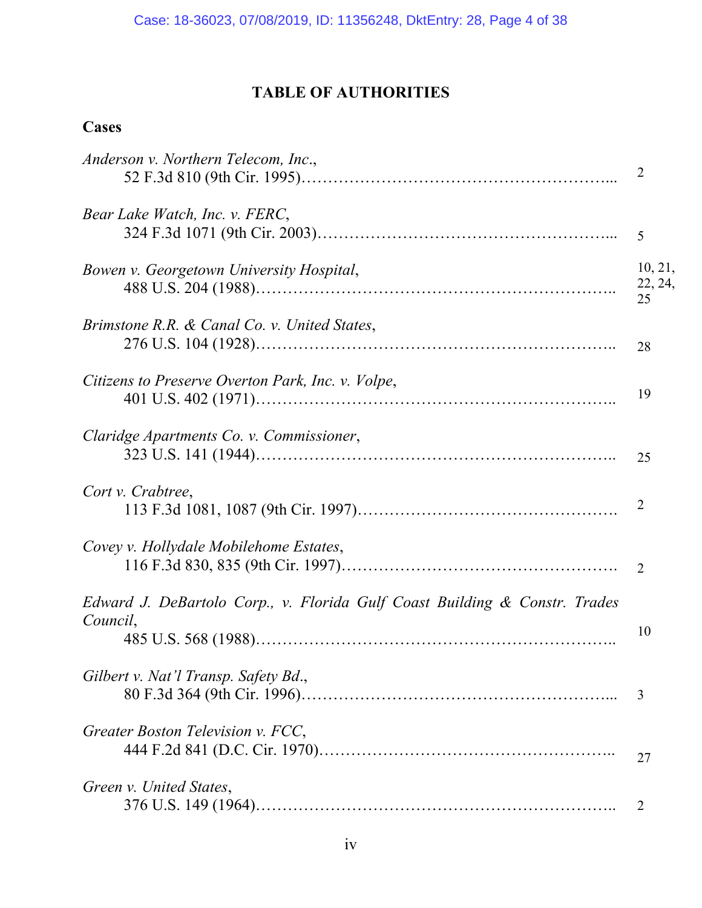## TABLE OF AUTHORITIES

### Cases

*Anderson v. Northern Telecom, Inc.*,
52 F.3d 810 (9th Cir. 1995)………………………………………………... 2

*Bear Lake Watch, Inc. v. FERC*,
324 F.3d 1071 (9th Cir. 2003)…………………………………………….... 5

*Bowen v. Georgetown University Hospital*,
488 U.S. 204 (1988)……………………………………………………….. 10, 21, 22, 24, 25

*Brimstone R.R. & Canal Co. v. United States*,
276 U.S. 104 (1928)……………………………………………………….. 28

*Citizens to Preserve Overton Park, Inc. v. Volpe*,
401 U.S. 402 (1971)……………………………………………………….. 19

*Claridge Apartments Co. v. Commissioner*,
323 U.S. 141 (1944)……………………………………………………….. 25

*Cort v. Crabtree*,
113 F.3d 1081, 1087 (9th Cir. 1997)………………………………………. 2

*Covey v. Hollydale Mobilehome Estates*,
116 F.3d 830, 835 (9th Cir. 1997)…………………………………………. 2

*Edward J. DeBartolo Corp., v. Florida Gulf Coast Building & Constr. Trades Council*,
485 U.S. 568 (1988)……………………………………………………….. 10

*Gilbert v. Nat'l Transp. Safety Bd.*,
80 F.3d 364 (9th Cir. 1996)………………………………………………... 3

*Greater Boston Television v. FCC*,
444 F.2d 841 (D.C. Cir. 1970)…………………………………………….. 27

*Green v. United States*,
376 U.S. 149 (1964)……………………………………………………….. 2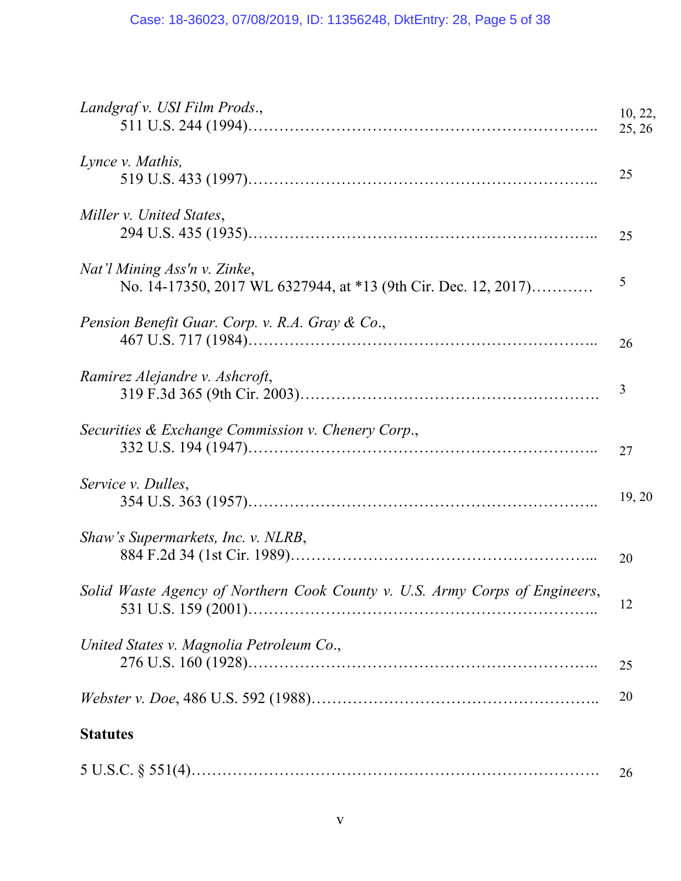*Landgraf v. USI Film Prods.*, 511 U.S. 244 (1994)........................................................ 10, 22, 25, 26

*Lynce v. Mathis,* 519 U.S. 433 (1997)........................................................ 25

*Miller v. United States*, 294 U.S. 435 (1935)........................................................ 25

*Nat'l Mining Ass'n v. Zinke*, No. 14-17350, 2017 WL 6327944, at *13 (9th Cir. Dec. 12, 2017)............ 5

*Pension Benefit Guar. Corp. v. R.A. Gray & Co.*, 467 U.S. 717 (1984)........................................................ 26

*Ramirez Alejandre v. Ashcroft*, 319 F.3d 365 (9th Cir. 2003)........................................................ 3

*Securities & Exchange Commission v. Chenery Corp.*, 332 U.S. 194 (1947)........................................................ 27

*Service v. Dulles*, 354 U.S. 363 (1957)........................................................ 19, 20

*Shaw's Supermarkets, Inc. v. NLRB*, 884 F.2d 34 (1st Cir. 1989)........................................................ 20

*Solid Waste Agency of Northern Cook County v. U.S. Army Corps of Engineers*, 531 U.S. 159 (2001)........................................................ 12

*United States v. Magnolia Petroleum Co.*, 276 U.S. 160 (1928)........................................................ 25

*Webster v. Doe*, 486 U.S. 592 (1988)........................................................ 20

**Statutes**

5 U.S.C. § 551(4)........................................................ 26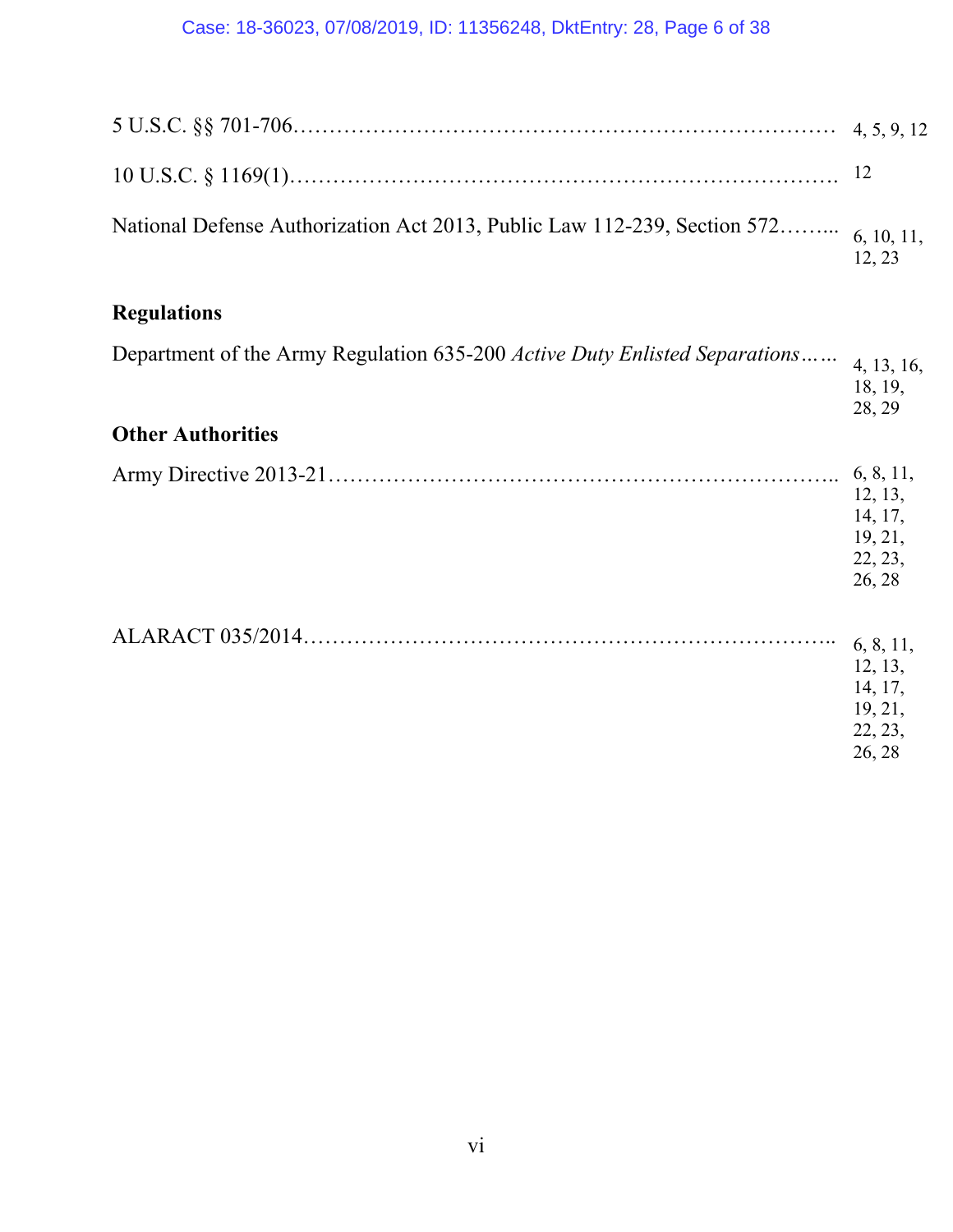5 U.S.C. §§ 701-706…………………………………………………………………… 4, 5, 9, 12

10 U.S.C. § 1169(1)…………………………………………………………………. 12

National Defense Authorization Act 2013, Public Law 112-239, Section 572……... 6, 10, 11, 12, 23

**Regulations**

Department of the Army Regulation 635-200 *Active Duty Enlisted Separations*…… 4, 13, 16, 18, 19, 28, 29

**Other Authorities**

Army Directive 2013-21……………………………………………………………….. 6, 8, 11, 12, 13, 14, 17, 19, 21, 22, 23, 26, 28

ALARACT 035/2014………………………………………………………………….. 6, 8, 11, 12, 13, 14, 17, 19, 21, 22, 23, 26, 28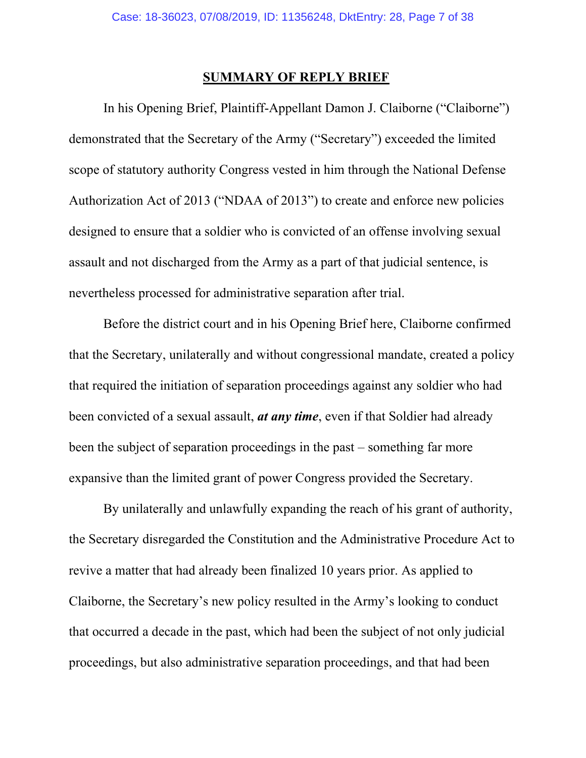## SUMMARY OF REPLY BRIEF

In his Opening Brief, Plaintiff-Appellant Damon J. Claiborne ("Claiborne") demonstrated that the Secretary of the Army ("Secretary") exceeded the limited scope of statutory authority Congress vested in him through the National Defense Authorization Act of 2013 ("NDAA of 2013") to create and enforce new policies designed to ensure that a soldier who is convicted of an offense involving sexual assault and not discharged from the Army as a part of that judicial sentence, is nevertheless processed for administrative separation after trial.

Before the district court and in his Opening Brief here, Claiborne confirmed that the Secretary, unilaterally and without congressional mandate, created a policy that required the initiation of separation proceedings against any soldier who had been convicted of a sexual assault, ***at any time***, even if that Soldier had already been the subject of separation proceedings in the past – something far more expansive than the limited grant of power Congress provided the Secretary.

By unilaterally and unlawfully expanding the reach of his grant of authority, the Secretary disregarded the Constitution and the Administrative Procedure Act to revive a matter that had already been finalized 10 years prior. As applied to Claiborne, the Secretary's new policy resulted in the Army's looking to conduct that occurred a decade in the past, which had been the subject of not only judicial proceedings, but also administrative separation proceedings, and that had been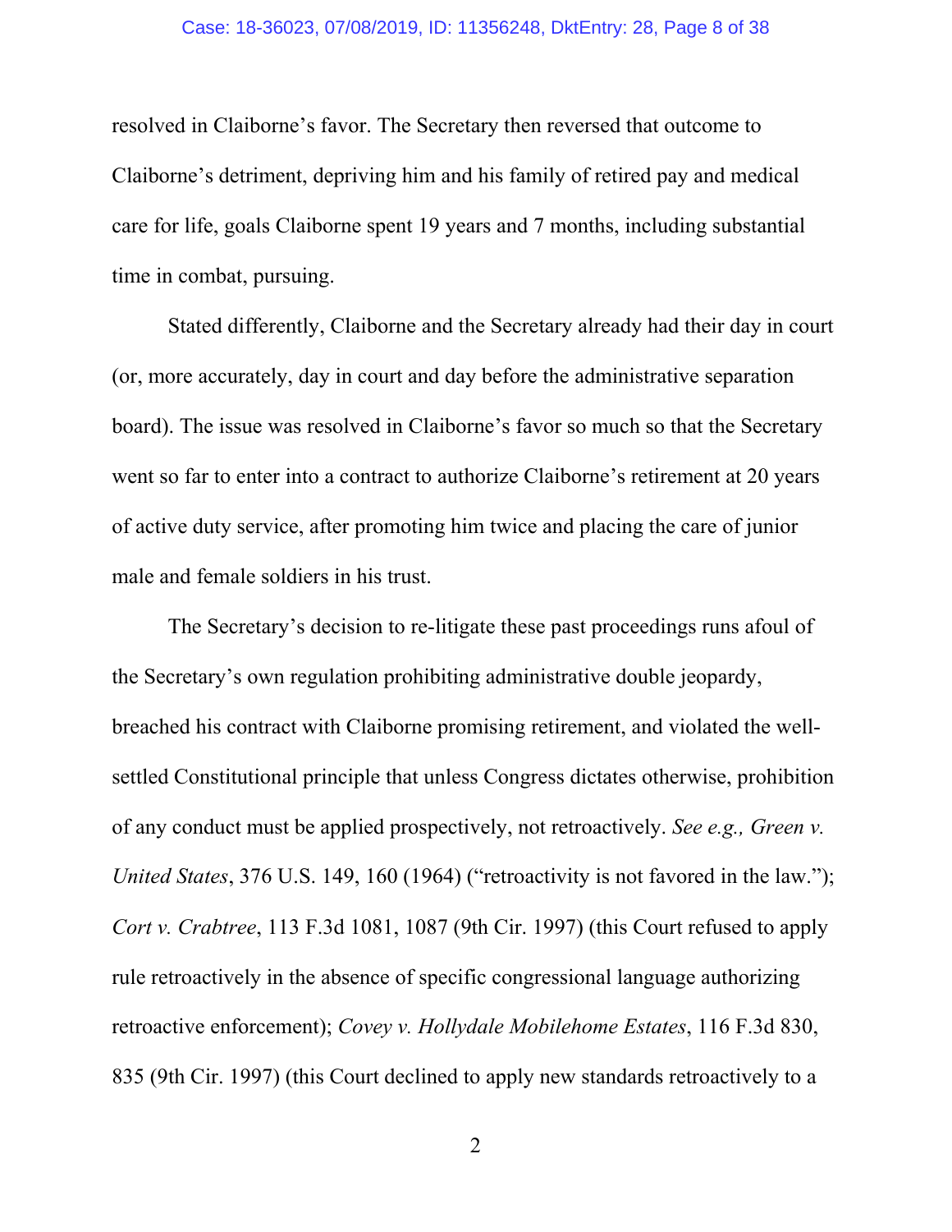resolved in Claiborne's favor. The Secretary then reversed that outcome to Claiborne's detriment, depriving him and his family of retired pay and medical care for life, goals Claiborne spent 19 years and 7 months, including substantial time in combat, pursuing.

Stated differently, Claiborne and the Secretary already had their day in court (or, more accurately, day in court and day before the administrative separation board). The issue was resolved in Claiborne's favor so much so that the Secretary went so far to enter into a contract to authorize Claiborne's retirement at 20 years of active duty service, after promoting him twice and placing the care of junior male and female soldiers in his trust.

The Secretary's decision to re-litigate these past proceedings runs afoul of the Secretary's own regulation prohibiting administrative double jeopardy, breached his contract with Claiborne promising retirement, and violated the well-settled Constitutional principle that unless Congress dictates otherwise, prohibition of any conduct must be applied prospectively, not retroactively. *See e.g., Green v. United States*, 376 U.S. 149, 160 (1964) ("retroactivity is not favored in the law."); *Cort v. Crabtree*, 113 F.3d 1081, 1087 (9th Cir. 1997) (this Court refused to apply rule retroactively in the absence of specific congressional language authorizing retroactive enforcement); *Covey v. Hollydale Mobilehome Estates*, 116 F.3d 830, 835 (9th Cir. 1997) (this Court declined to apply new standards retroactively to a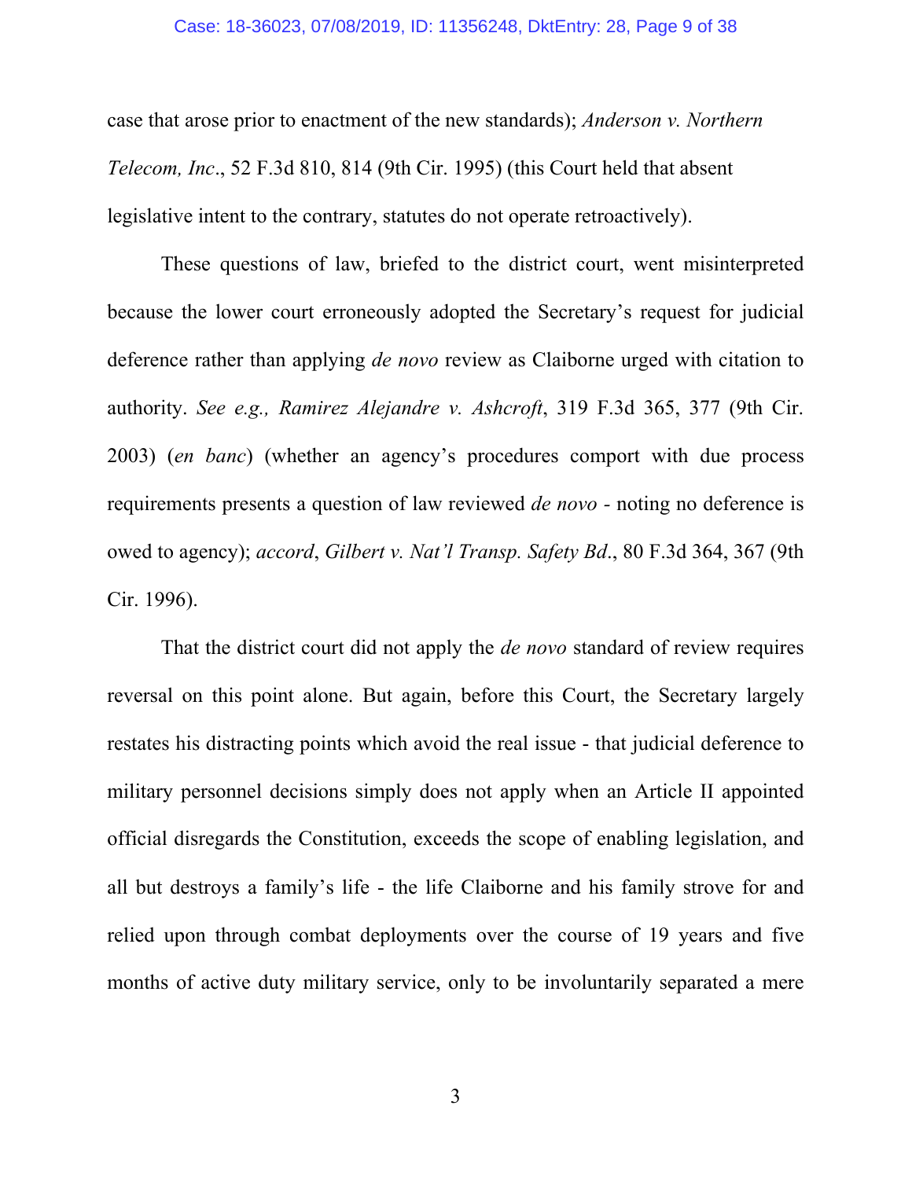case that arose prior to enactment of the new standards); *Anderson v. Northern Telecom, Inc*., 52 F.3d 810, 814 (9th Cir. 1995) (this Court held that absent legislative intent to the contrary, statutes do not operate retroactively).

These questions of law, briefed to the district court, went misinterpreted because the lower court erroneously adopted the Secretary's request for judicial deference rather than applying *de novo* review as Claiborne urged with citation to authority. *See e.g., Ramirez Alejandre v. Ashcroft*, 319 F.3d 365, 377 (9th Cir. 2003) (*en banc*) (whether an agency's procedures comport with due process requirements presents a question of law reviewed *de novo* - noting no deference is owed to agency); *accord*, *Gilbert v. Nat'l Transp. Safety Bd*., 80 F.3d 364, 367 (9th Cir. 1996).

That the district court did not apply the *de novo* standard of review requires reversal on this point alone. But again, before this Court, the Secretary largely restates his distracting points which avoid the real issue - that judicial deference to military personnel decisions simply does not apply when an Article II appointed official disregards the Constitution, exceeds the scope of enabling legislation, and all but destroys a family's life - the life Claiborne and his family strove for and relied upon through combat deployments over the course of 19 years and five months of active duty military service, only to be involuntarily separated a mere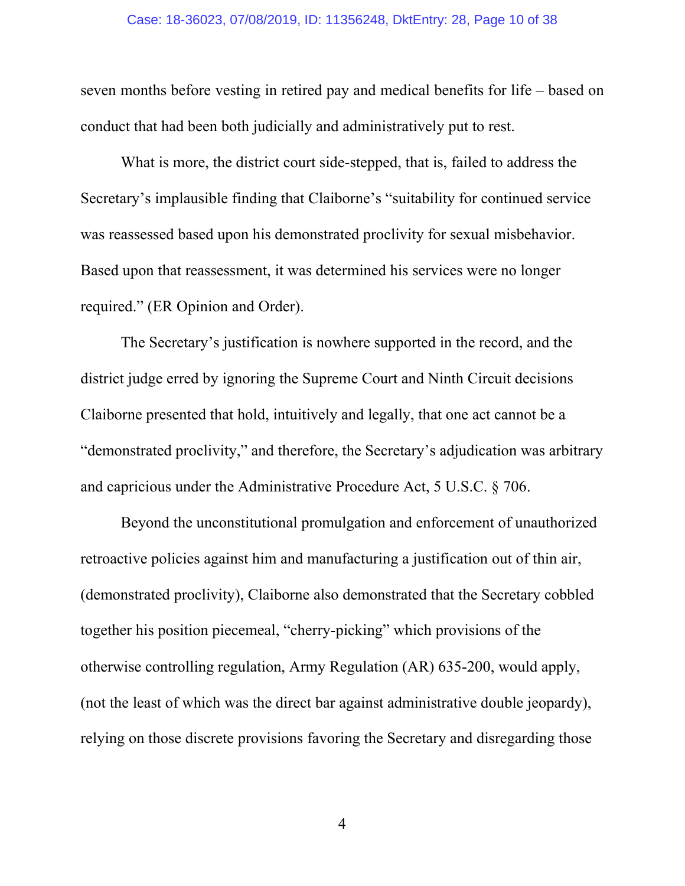seven months before vesting in retired pay and medical benefits for life – based on conduct that had been both judicially and administratively put to rest.

What is more, the district court side-stepped, that is, failed to address the Secretary's implausible finding that Claiborne's "suitability for continued service was reassessed based upon his demonstrated proclivity for sexual misbehavior. Based upon that reassessment, it was determined his services were no longer required." (ER Opinion and Order).

The Secretary's justification is nowhere supported in the record, and the district judge erred by ignoring the Supreme Court and Ninth Circuit decisions Claiborne presented that hold, intuitively and legally, that one act cannot be a "demonstrated proclivity," and therefore, the Secretary's adjudication was arbitrary and capricious under the Administrative Procedure Act, 5 U.S.C. § 706.

Beyond the unconstitutional promulgation and enforcement of unauthorized retroactive policies against him and manufacturing a justification out of thin air, (demonstrated proclivity), Claiborne also demonstrated that the Secretary cobbled together his position piecemeal, "cherry-picking" which provisions of the otherwise controlling regulation, Army Regulation (AR) 635-200, would apply, (not the least of which was the direct bar against administrative double jeopardy), relying on those discrete provisions favoring the Secretary and disregarding those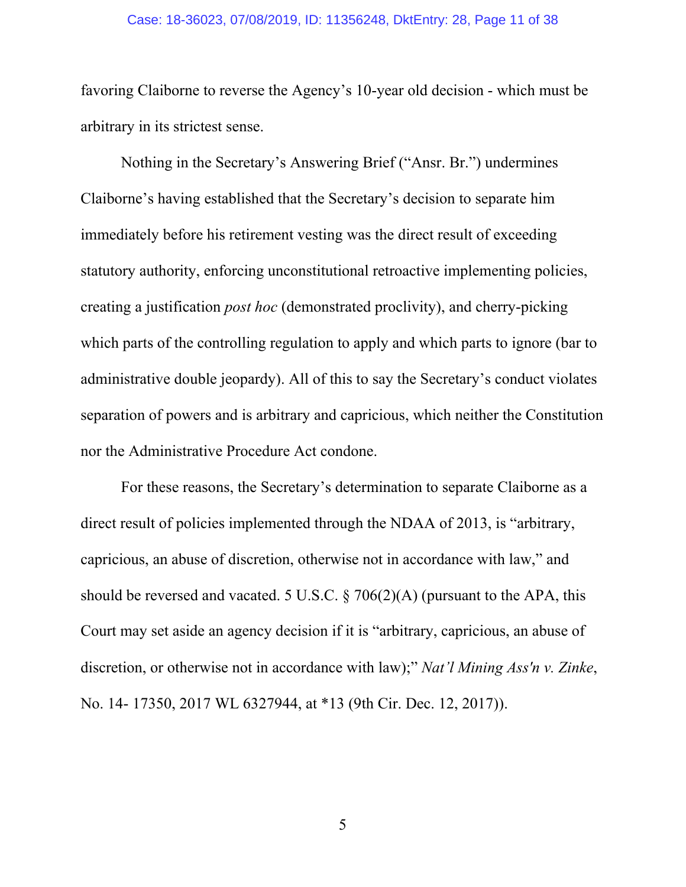favoring Claiborne to reverse the Agency's 10-year old decision - which must be arbitrary in its strictest sense.

Nothing in the Secretary's Answering Brief ("Ansr. Br.") undermines Claiborne's having established that the Secretary's decision to separate him immediately before his retirement vesting was the direct result of exceeding statutory authority, enforcing unconstitutional retroactive implementing policies, creating a justification *post hoc* (demonstrated proclivity), and cherry-picking which parts of the controlling regulation to apply and which parts to ignore (bar to administrative double jeopardy). All of this to say the Secretary's conduct violates separation of powers and is arbitrary and capricious, which neither the Constitution nor the Administrative Procedure Act condone.

For these reasons, the Secretary's determination to separate Claiborne as a direct result of policies implemented through the NDAA of 2013, is "arbitrary, capricious, an abuse of discretion, otherwise not in accordance with law," and should be reversed and vacated. 5 U.S.C. § 706(2)(A) (pursuant to the APA, this Court may set aside an agency decision if it is "arbitrary, capricious, an abuse of discretion, or otherwise not in accordance with law);" *Nat'l Mining Ass'n v. Zinke*, No. 14- 17350, 2017 WL 6327944, at *13 (9th Cir. Dec. 12, 2017)).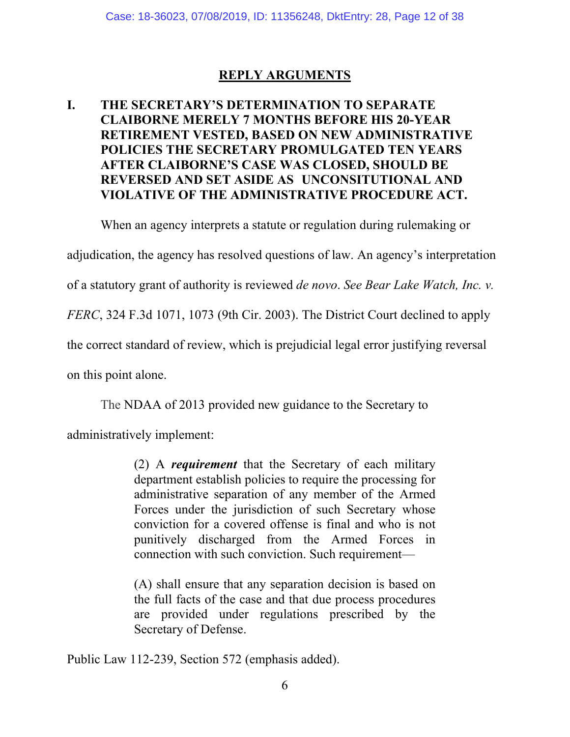## REPLY ARGUMENTS

### I. THE SECRETARY'S DETERMINATION TO SEPARATE CLAIBORNE MERELY 7 MONTHS BEFORE HIS 20-YEAR RETIREMENT VESTED, BASED ON NEW ADMINISTRATIVE POLICIES THE SECRETARY PROMULGATED TEN YEARS AFTER CLAIBORNE'S CASE WAS CLOSED, SHOULD BE REVERSED AND SET ASIDE AS UNCONSITUTIONAL AND VIOLATIVE OF THE ADMINISTRATIVE PROCEDURE ACT.

When an agency interprets a statute or regulation during rulemaking or adjudication, the agency has resolved questions of law. An agency's interpretation of a statutory grant of authority is reviewed *de novo*. *See Bear Lake Watch, Inc. v. FERC*, 324 F.3d 1071, 1073 (9th Cir. 2003). The District Court declined to apply the correct standard of review, which is prejudicial legal error justifying reversal on this point alone.

The NDAA of 2013 provided new guidance to the Secretary to administratively implement:

> (2) A ***requirement*** that the Secretary of each military department establish policies to require the processing for administrative separation of any member of the Armed Forces under the jurisdiction of such Secretary whose conviction for a covered offense is final and who is not punitively discharged from the Armed Forces in connection with such conviction. Such requirement—
>
> (A) shall ensure that any separation decision is based on the full facts of the case and that due process procedures are provided under regulations prescribed by the Secretary of Defense.

Public Law 112-239, Section 572 (emphasis added).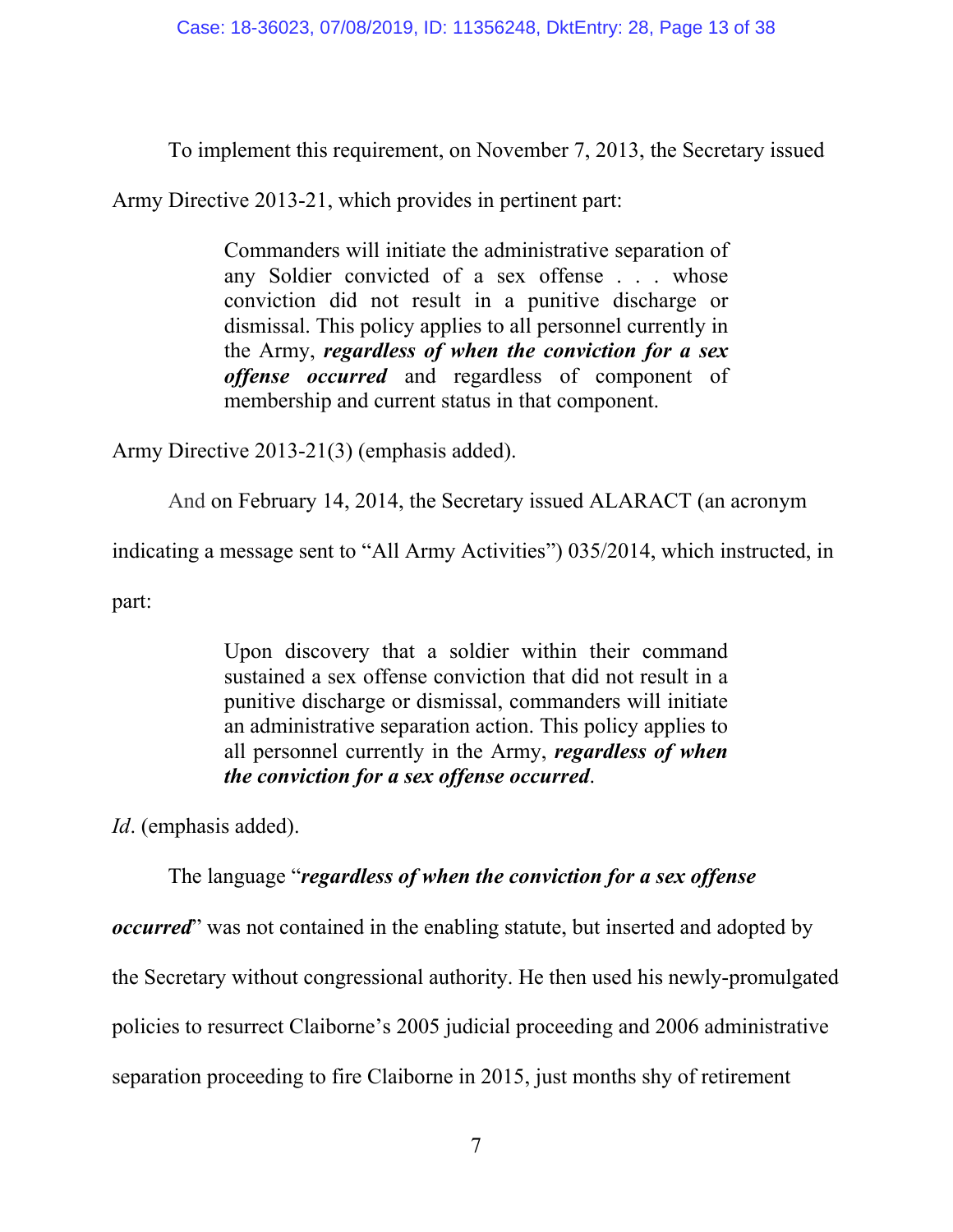To implement this requirement, on November 7, 2013, the Secretary issued Army Directive 2013-21, which provides in pertinent part:

> Commanders will initiate the administrative separation of any Soldier convicted of a sex offense . . . whose conviction did not result in a punitive discharge or dismissal. This policy applies to all personnel currently in the Army, ***regardless of when the conviction for a sex offense occurred*** and regardless of component of membership and current status in that component.

Army Directive 2013-21(3) (emphasis added).

And on February 14, 2014, the Secretary issued ALARACT (an acronym indicating a message sent to "All Army Activities") 035/2014, which instructed, in part:

> Upon discovery that a soldier within their command sustained a sex offense conviction that did not result in a punitive discharge or dismissal, commanders will initiate an administrative separation action. This policy applies to all personnel currently in the Army, ***regardless of when the conviction for a sex offense occurred***.

*Id*. (emphasis added).

The language "***regardless of when the conviction for a sex offense occurred***" was not contained in the enabling statute, but inserted and adopted by the Secretary without congressional authority. He then used his newly-promulgated policies to resurrect Claiborne's 2005 judicial proceeding and 2006 administrative separation proceeding to fire Claiborne in 2015, just months shy of retirement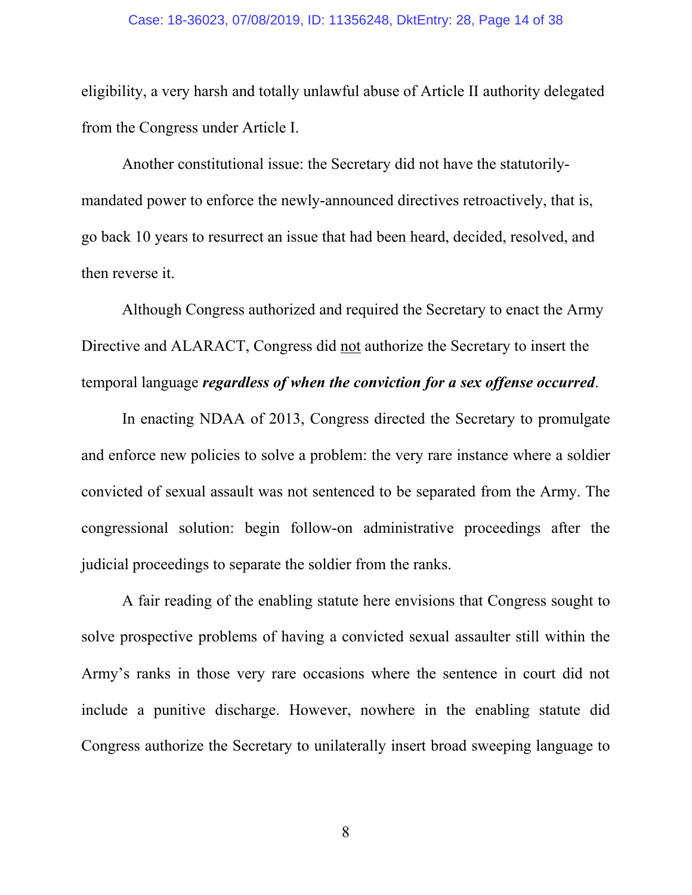eligibility, a very harsh and totally unlawful abuse of Article II authority delegated from the Congress under Article I.

Another constitutional issue: the Secretary did not have the statutorily-mandated power to enforce the newly-announced directives retroactively, that is, go back 10 years to resurrect an issue that had been heard, decided, resolved, and then reverse it.

Although Congress authorized and required the Secretary to enact the Army Directive and ALARACT, Congress did <u>not</u> authorize the Secretary to insert the temporal language ***regardless of when the conviction for a sex offense occurred***.

In enacting NDAA of 2013, Congress directed the Secretary to promulgate and enforce new policies to solve a problem: the very rare instance where a soldier convicted of sexual assault was not sentenced to be separated from the Army. The congressional solution: begin follow-on administrative proceedings after the judicial proceedings to separate the soldier from the ranks.

A fair reading of the enabling statute here envisions that Congress sought to solve prospective problems of having a convicted sexual assaulter still within the Army's ranks in those very rare occasions where the sentence in court did not include a punitive discharge. However, nowhere in the enabling statute did Congress authorize the Secretary to unilaterally insert broad sweeping language to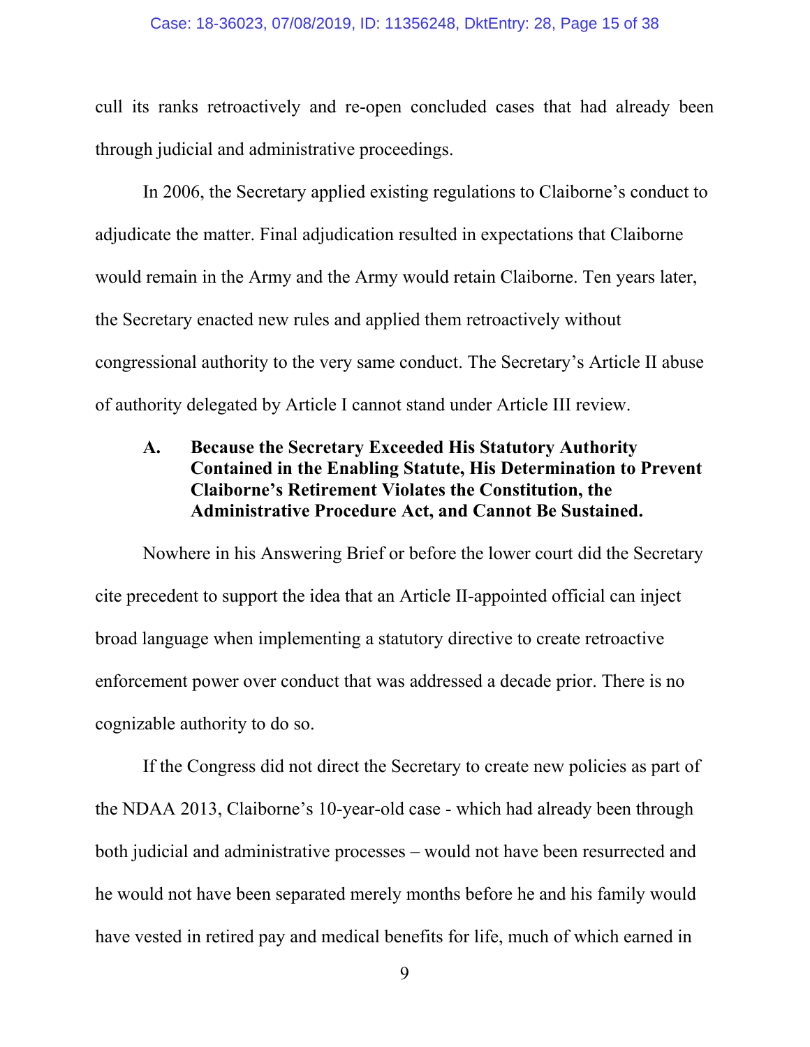cull its ranks retroactively and re-open concluded cases that had already been through judicial and administrative proceedings.

In 2006, the Secretary applied existing regulations to Claiborne's conduct to adjudicate the matter. Final adjudication resulted in expectations that Claiborne would remain in the Army and the Army would retain Claiborne. Ten years later, the Secretary enacted new rules and applied them retroactively without congressional authority to the very same conduct. The Secretary's Article II abuse of authority delegated by Article I cannot stand under Article III review.

### A. Because the Secretary Exceeded His Statutory Authority Contained in the Enabling Statute, His Determination to Prevent Claiborne's Retirement Violates the Constitution, the Administrative Procedure Act, and Cannot Be Sustained.

Nowhere in his Answering Brief or before the lower court did the Secretary cite precedent to support the idea that an Article II-appointed official can inject broad language when implementing a statutory directive to create retroactive enforcement power over conduct that was addressed a decade prior. There is no cognizable authority to do so.

If the Congress did not direct the Secretary to create new policies as part of the NDAA 2013, Claiborne's 10-year-old case - which had already been through both judicial and administrative processes – would not have been resurrected and he would not have been separated merely months before he and his family would have vested in retired pay and medical benefits for life, much of which earned in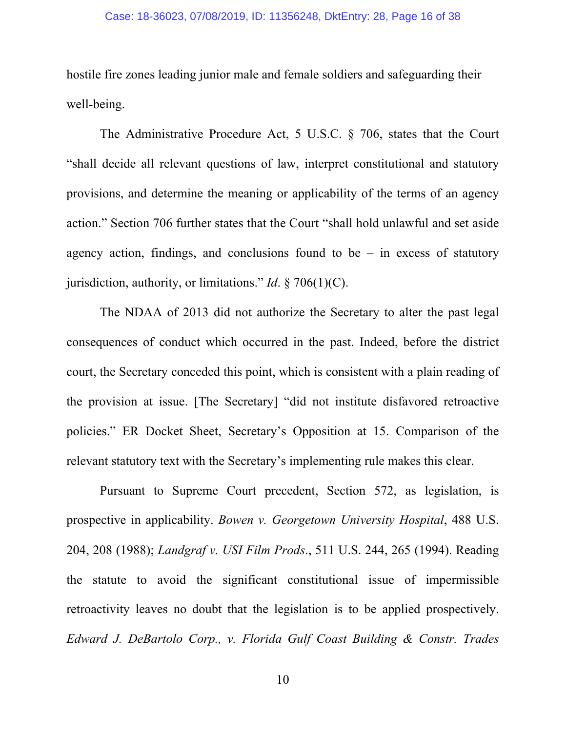hostile fire zones leading junior male and female soldiers and safeguarding their well-being.

The Administrative Procedure Act, 5 U.S.C. § 706, states that the Court "shall decide all relevant questions of law, interpret constitutional and statutory provisions, and determine the meaning or applicability of the terms of an agency action." Section 706 further states that the Court "shall hold unlawful and set aside agency action, findings, and conclusions found to be – in excess of statutory jurisdiction, authority, or limitations." *Id*. § 706(1)(C).

The NDAA of 2013 did not authorize the Secretary to alter the past legal consequences of conduct which occurred in the past. Indeed, before the district court, the Secretary conceded this point, which is consistent with a plain reading of the provision at issue. [The Secretary] "did not institute disfavored retroactive policies." ER Docket Sheet, Secretary's Opposition at 15. Comparison of the relevant statutory text with the Secretary's implementing rule makes this clear.

Pursuant to Supreme Court precedent, Section 572, as legislation, is prospective in applicability. *Bowen v. Georgetown University Hospital*, 488 U.S. 204, 208 (1988); *Landgraf v. USI Film Prods*., 511 U.S. 244, 265 (1994). Reading the statute to avoid the significant constitutional issue of impermissible retroactivity leaves no doubt that the legislation is to be applied prospectively. *Edward J. DeBartolo Corp., v. Florida Gulf Coast Building & Constr. Trades*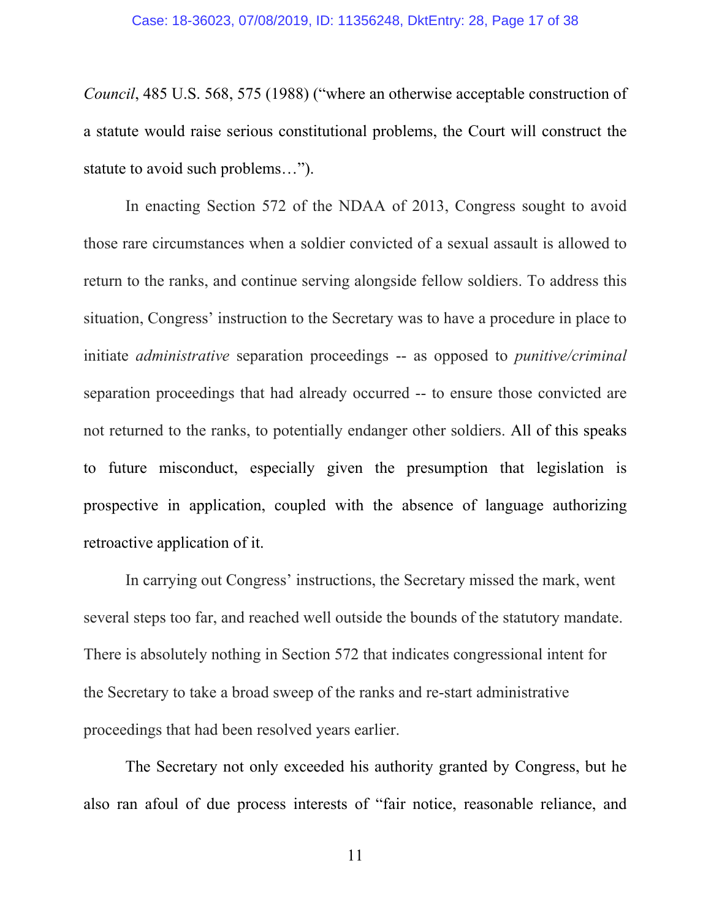*Council*, 485 U.S. 568, 575 (1988) ("where an otherwise acceptable construction of a statute would raise serious constitutional problems, the Court will construct the statute to avoid such problems…").

In enacting Section 572 of the NDAA of 2013, Congress sought to avoid those rare circumstances when a soldier convicted of a sexual assault is allowed to return to the ranks, and continue serving alongside fellow soldiers. To address this situation, Congress' instruction to the Secretary was to have a procedure in place to initiate *administrative* separation proceedings -- as opposed to *punitive/criminal* separation proceedings that had already occurred -- to ensure those convicted are not returned to the ranks, to potentially endanger other soldiers. All of this speaks to future misconduct, especially given the presumption that legislation is prospective in application, coupled with the absence of language authorizing retroactive application of it.

In carrying out Congress' instructions, the Secretary missed the mark, went several steps too far, and reached well outside the bounds of the statutory mandate. There is absolutely nothing in Section 572 that indicates congressional intent for the Secretary to take a broad sweep of the ranks and re-start administrative proceedings that had been resolved years earlier.

The Secretary not only exceeded his authority granted by Congress, but he also ran afoul of due process interests of "fair notice, reasonable reliance, and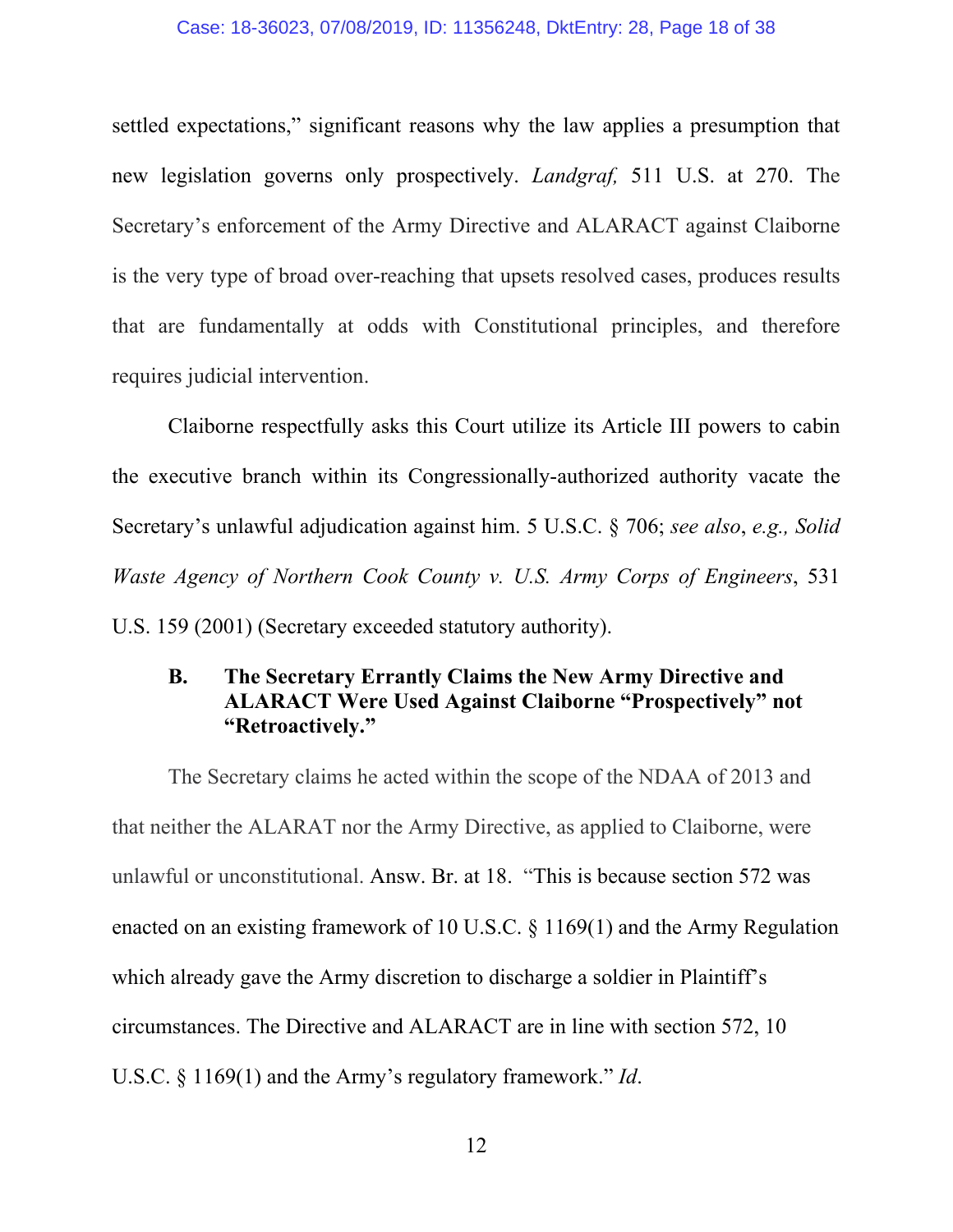settled expectations," significant reasons why the law applies a presumption that new legislation governs only prospectively. *Landgraf,* 511 U.S. at 270. The Secretary's enforcement of the Army Directive and ALARACT against Claiborne is the very type of broad over-reaching that upsets resolved cases, produces results that are fundamentally at odds with Constitutional principles, and therefore requires judicial intervention.

Claiborne respectfully asks this Court utilize its Article III powers to cabin the executive branch within its Congressionally-authorized authority vacate the Secretary's unlawful adjudication against him. 5 U.S.C. § 706; *see also*, *e.g., Solid Waste Agency of Northern Cook County v. U.S. Army Corps of Engineers*, 531 U.S. 159 (2001) (Secretary exceeded statutory authority).

### B. The Secretary Errantly Claims the New Army Directive and ALARACT Were Used Against Claiborne "Prospectively" not "Retroactively."

The Secretary claims he acted within the scope of the NDAA of 2013 and that neither the ALARAT nor the Army Directive, as applied to Claiborne, were unlawful or unconstitutional. Answ. Br. at 18. "This is because section 572 was enacted on an existing framework of 10 U.S.C. § 1169(1) and the Army Regulation which already gave the Army discretion to discharge a soldier in Plaintiff's circumstances. The Directive and ALARACT are in line with section 572, 10 U.S.C. § 1169(1) and the Army's regulatory framework." *Id*.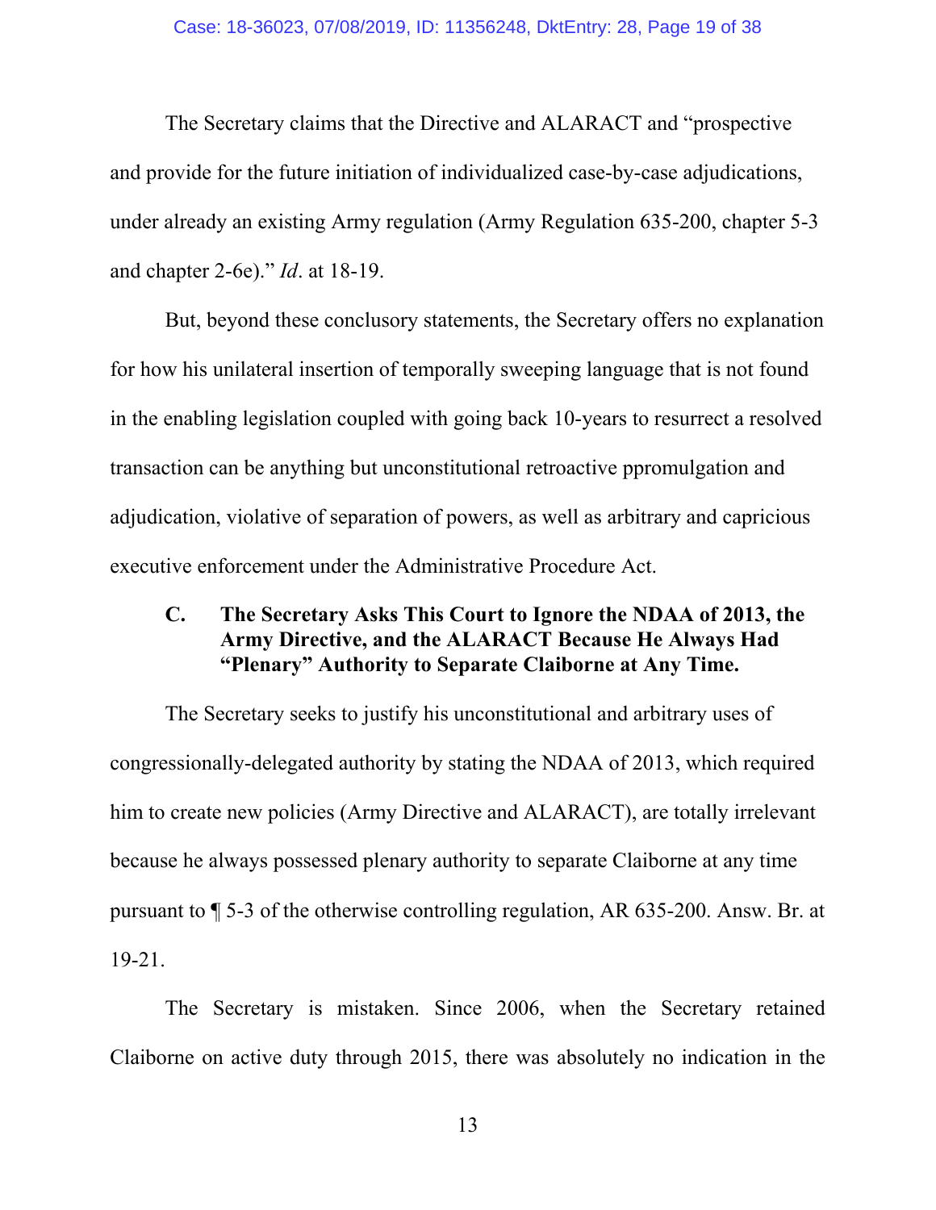The Secretary claims that the Directive and ALARACT and "prospective and provide for the future initiation of individualized case-by-case adjudications, under already an existing Army regulation (Army Regulation 635-200, chapter 5-3 and chapter 2-6e)." *Id*. at 18-19.

But, beyond these conclusory statements, the Secretary offers no explanation for how his unilateral insertion of temporally sweeping language that is not found in the enabling legislation coupled with going back 10-years to resurrect a resolved transaction can be anything but unconstitutional retroactive ppromulgation and adjudication, violative of separation of powers, as well as arbitrary and capricious executive enforcement under the Administrative Procedure Act.

### C. The Secretary Asks This Court to Ignore the NDAA of 2013, the Army Directive, and the ALARACT Because He Always Had "Plenary" Authority to Separate Claiborne at Any Time.

The Secretary seeks to justify his unconstitutional and arbitrary uses of congressionally-delegated authority by stating the NDAA of 2013, which required him to create new policies (Army Directive and ALARACT), are totally irrelevant because he always possessed plenary authority to separate Claiborne at any time pursuant to ¶ 5-3 of the otherwise controlling regulation, AR 635-200. Answ. Br. at 19-21.

The Secretary is mistaken. Since 2006, when the Secretary retained Claiborne on active duty through 2015, there was absolutely no indication in the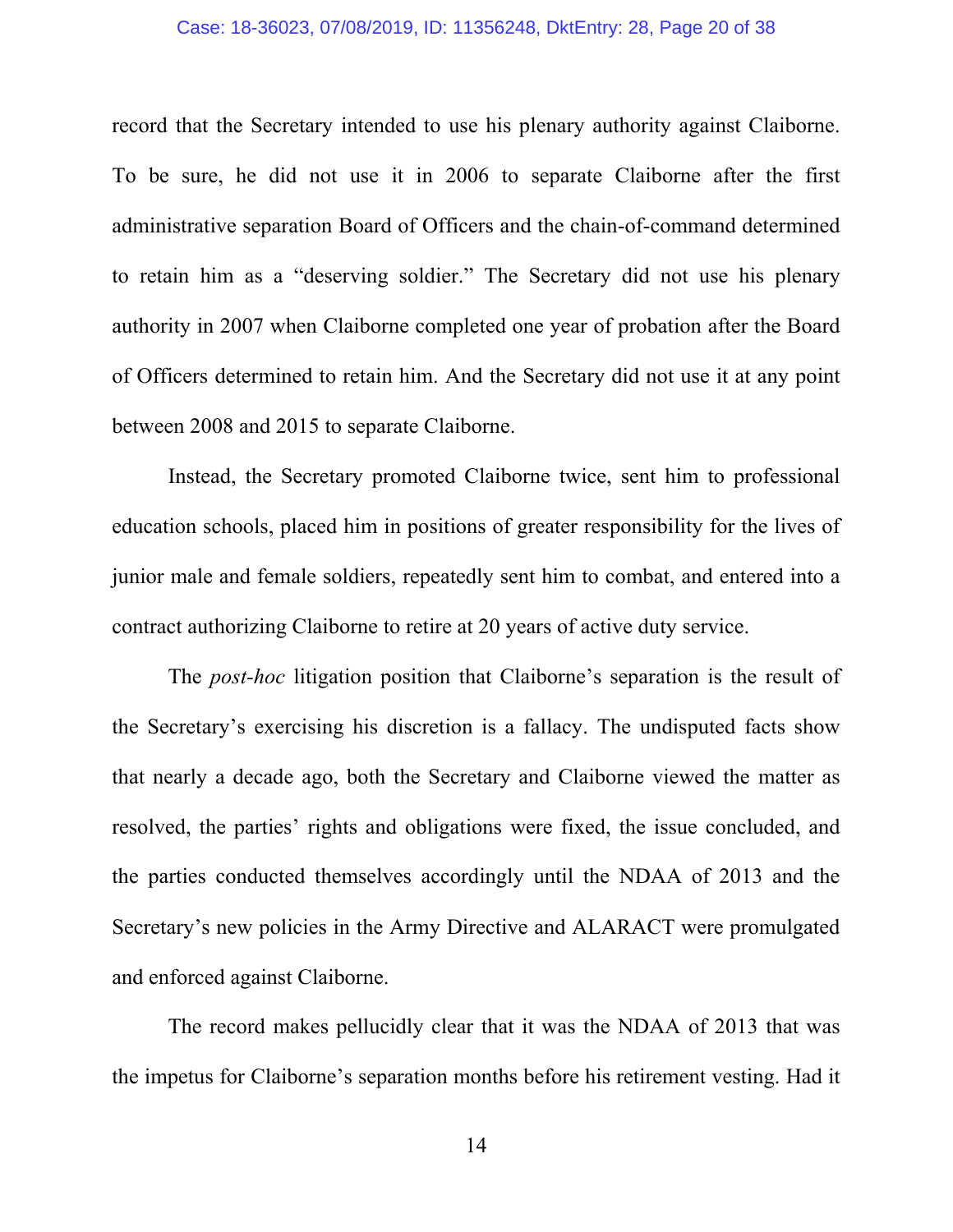record that the Secretary intended to use his plenary authority against Claiborne. To be sure, he did not use it in 2006 to separate Claiborne after the first administrative separation Board of Officers and the chain-of-command determined to retain him as a "deserving soldier." The Secretary did not use his plenary authority in 2007 when Claiborne completed one year of probation after the Board of Officers determined to retain him. And the Secretary did not use it at any point between 2008 and 2015 to separate Claiborne.

Instead, the Secretary promoted Claiborne twice, sent him to professional education schools, placed him in positions of greater responsibility for the lives of junior male and female soldiers, repeatedly sent him to combat, and entered into a contract authorizing Claiborne to retire at 20 years of active duty service.

The *post-hoc* litigation position that Claiborne's separation is the result of the Secretary's exercising his discretion is a fallacy. The undisputed facts show that nearly a decade ago, both the Secretary and Claiborne viewed the matter as resolved, the parties' rights and obligations were fixed, the issue concluded, and the parties conducted themselves accordingly until the NDAA of 2013 and the Secretary's new policies in the Army Directive and ALARACT were promulgated and enforced against Claiborne.

The record makes pellucidly clear that it was the NDAA of 2013 that was the impetus for Claiborne's separation months before his retirement vesting. Had it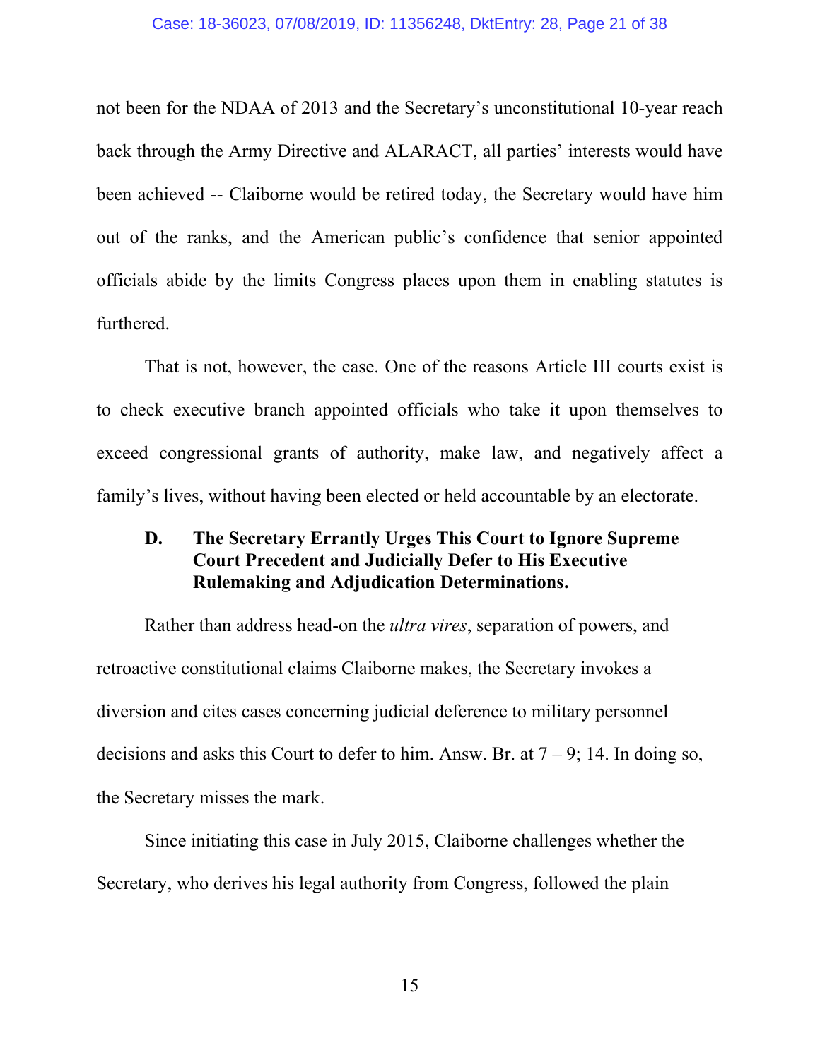not been for the NDAA of 2013 and the Secretary's unconstitutional 10-year reach back through the Army Directive and ALARACT, all parties' interests would have been achieved -- Claiborne would be retired today, the Secretary would have him out of the ranks, and the American public's confidence that senior appointed officials abide by the limits Congress places upon them in enabling statutes is furthered.

That is not, however, the case. One of the reasons Article III courts exist is to check executive branch appointed officials who take it upon themselves to exceed congressional grants of authority, make law, and negatively affect a family's lives, without having been elected or held accountable by an electorate.

### D. The Secretary Errantly Urges This Court to Ignore Supreme Court Precedent and Judicially Defer to His Executive Rulemaking and Adjudication Determinations.

Rather than address head-on the *ultra vires*, separation of powers, and retroactive constitutional claims Claiborne makes, the Secretary invokes a diversion and cites cases concerning judicial deference to military personnel decisions and asks this Court to defer to him. Answ. Br. at 7 – 9; 14. In doing so, the Secretary misses the mark.

Since initiating this case in July 2015, Claiborne challenges whether the Secretary, who derives his legal authority from Congress, followed the plain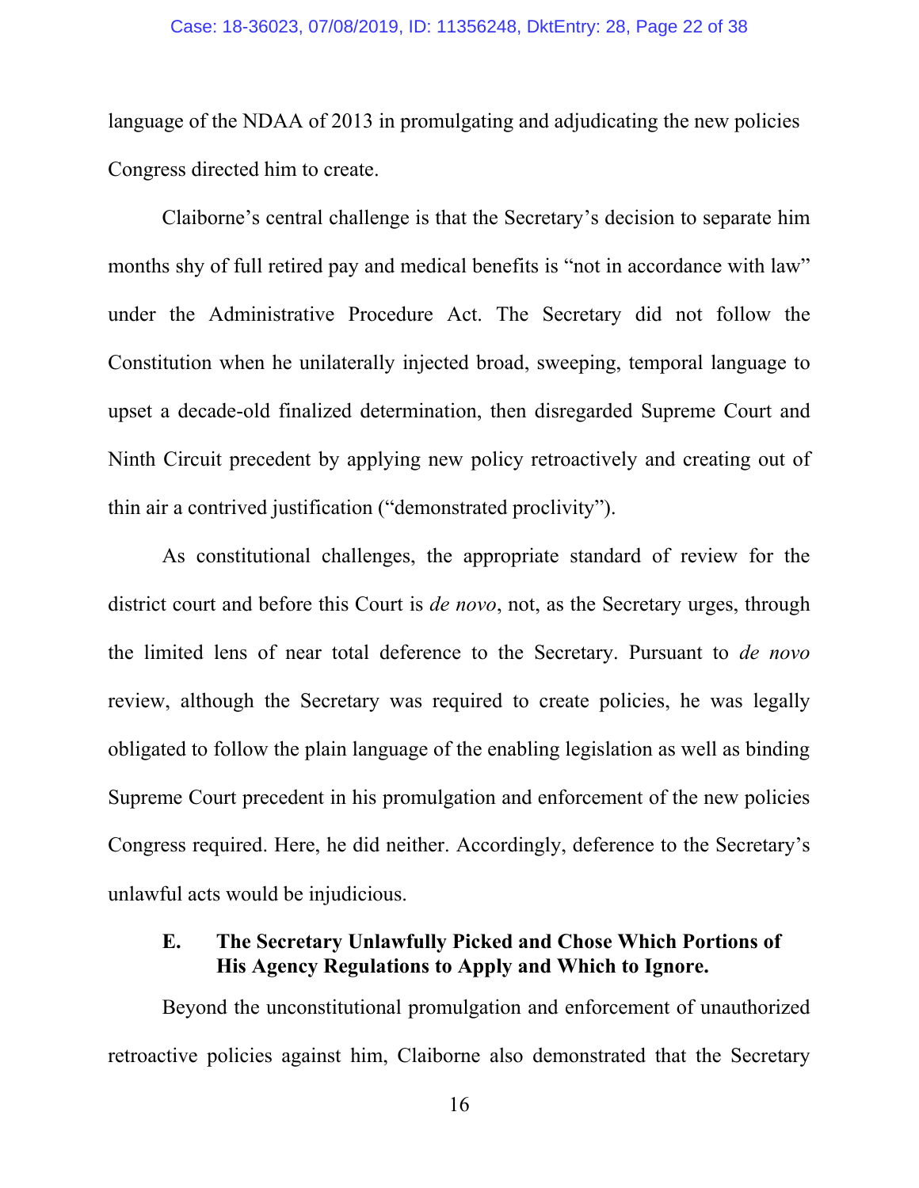language of the NDAA of 2013 in promulgating and adjudicating the new policies Congress directed him to create.

Claiborne's central challenge is that the Secretary's decision to separate him months shy of full retired pay and medical benefits is "not in accordance with law" under the Administrative Procedure Act. The Secretary did not follow the Constitution when he unilaterally injected broad, sweeping, temporal language to upset a decade-old finalized determination, then disregarded Supreme Court and Ninth Circuit precedent by applying new policy retroactively and creating out of thin air a contrived justification ("demonstrated proclivity").

As constitutional challenges, the appropriate standard of review for the district court and before this Court is *de novo*, not, as the Secretary urges, through the limited lens of near total deference to the Secretary. Pursuant to *de novo* review, although the Secretary was required to create policies, he was legally obligated to follow the plain language of the enabling legislation as well as binding Supreme Court precedent in his promulgation and enforcement of the new policies Congress required. Here, he did neither. Accordingly, deference to the Secretary's unlawful acts would be injudicious.

### E. The Secretary Unlawfully Picked and Chose Which Portions of His Agency Regulations to Apply and Which to Ignore.

Beyond the unconstitutional promulgation and enforcement of unauthorized retroactive policies against him, Claiborne also demonstrated that the Secretary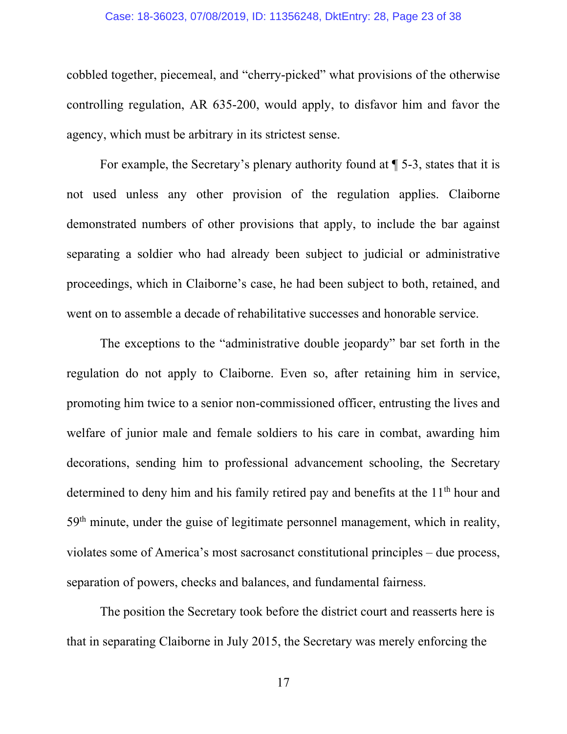cobbled together, piecemeal, and "cherry-picked" what provisions of the otherwise controlling regulation, AR 635-200, would apply, to disfavor him and favor the agency, which must be arbitrary in its strictest sense.

For example, the Secretary's plenary authority found at ¶ 5-3, states that it is not used unless any other provision of the regulation applies. Claiborne demonstrated numbers of other provisions that apply, to include the bar against separating a soldier who had already been subject to judicial or administrative proceedings, which in Claiborne's case, he had been subject to both, retained, and went on to assemble a decade of rehabilitative successes and honorable service.

The exceptions to the "administrative double jeopardy" bar set forth in the regulation do not apply to Claiborne. Even so, after retaining him in service, promoting him twice to a senior non-commissioned officer, entrusting the lives and welfare of junior male and female soldiers to his care in combat, awarding him decorations, sending him to professional advancement schooling, the Secretary determined to deny him and his family retired pay and benefits at the 11th hour and 59th minute, under the guise of legitimate personnel management, which in reality, violates some of America's most sacrosanct constitutional principles – due process, separation of powers, checks and balances, and fundamental fairness.

The position the Secretary took before the district court and reasserts here is that in separating Claiborne in July 2015, the Secretary was merely enforcing the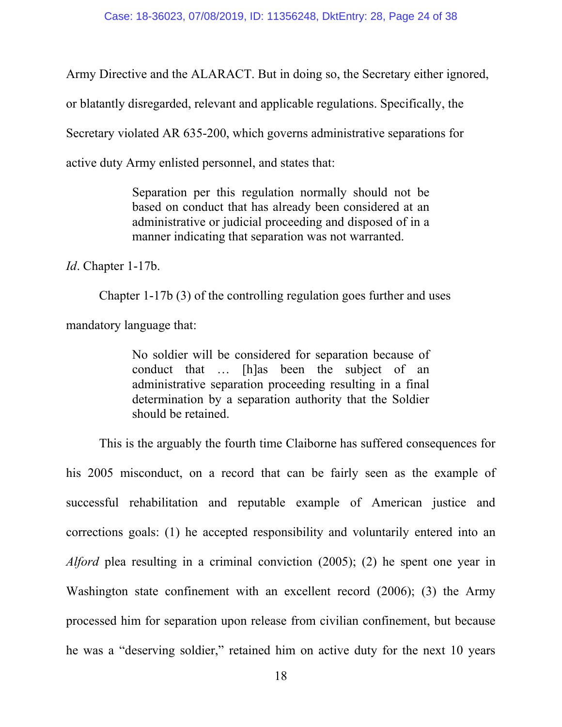Army Directive and the ALARACT. But in doing so, the Secretary either ignored, or blatantly disregarded, relevant and applicable regulations. Specifically, the Secretary violated AR 635-200, which governs administrative separations for active duty Army enlisted personnel, and states that:

> Separation per this regulation normally should not be based on conduct that has already been considered at an administrative or judicial proceeding and disposed of in a manner indicating that separation was not warranted.

*Id*. Chapter 1-17b.

Chapter 1-17b (3) of the controlling regulation goes further and uses mandatory language that:

> No soldier will be considered for separation because of conduct that … [h]as been the subject of an administrative separation proceeding resulting in a final determination by a separation authority that the Soldier should be retained.

This is the arguably the fourth time Claiborne has suffered consequences for his 2005 misconduct, on a record that can be fairly seen as the example of successful rehabilitation and reputable example of American justice and corrections goals: (1) he accepted responsibility and voluntarily entered into an *Alford* plea resulting in a criminal conviction (2005); (2) he spent one year in Washington state confinement with an excellent record (2006); (3) the Army processed him for separation upon release from civilian confinement, but because he was a "deserving soldier," retained him on active duty for the next 10 years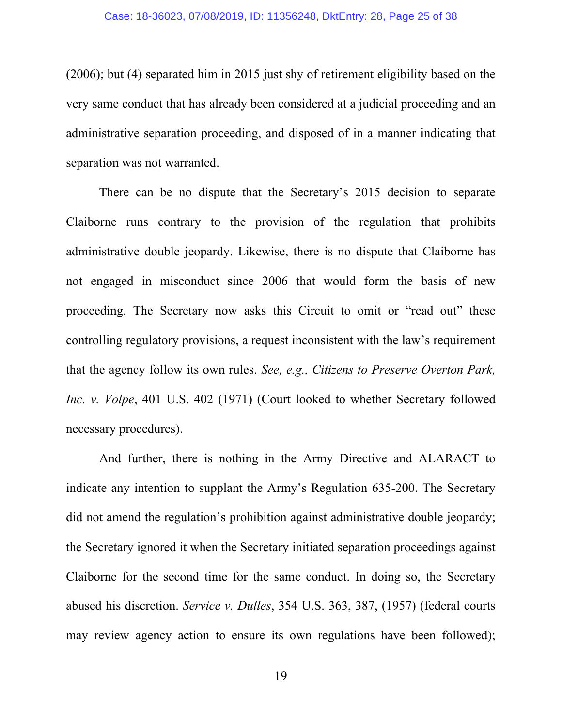(2006); but (4) separated him in 2015 just shy of retirement eligibility based on the very same conduct that has already been considered at a judicial proceeding and an administrative separation proceeding, and disposed of in a manner indicating that separation was not warranted.

There can be no dispute that the Secretary's 2015 decision to separate Claiborne runs contrary to the provision of the regulation that prohibits administrative double jeopardy. Likewise, there is no dispute that Claiborne has not engaged in misconduct since 2006 that would form the basis of new proceeding. The Secretary now asks this Circuit to omit or "read out" these controlling regulatory provisions, a request inconsistent with the law's requirement that the agency follow its own rules. *See, e.g., Citizens to Preserve Overton Park, Inc. v. Volpe*, 401 U.S. 402 (1971) (Court looked to whether Secretary followed necessary procedures).

And further, there is nothing in the Army Directive and ALARACT to indicate any intention to supplant the Army's Regulation 635-200. The Secretary did not amend the regulation's prohibition against administrative double jeopardy; the Secretary ignored it when the Secretary initiated separation proceedings against Claiborne for the second time for the same conduct. In doing so, the Secretary abused his discretion. *Service v. Dulles*, 354 U.S. 363, 387, (1957) (federal courts may review agency action to ensure its own regulations have been followed);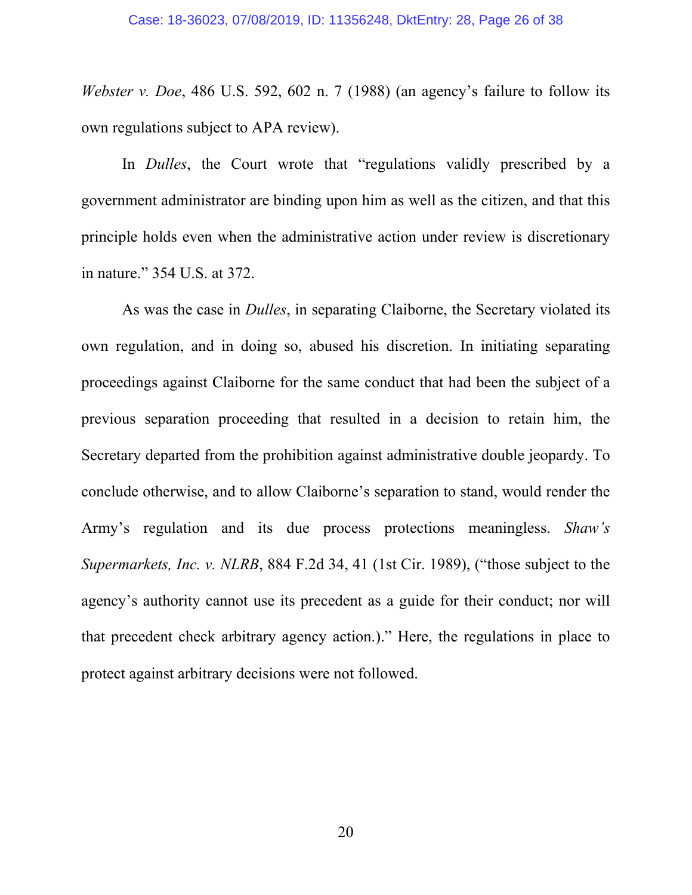*Webster v. Doe*, 486 U.S. 592, 602 n. 7 (1988) (an agency's failure to follow its own regulations subject to APA review).

In *Dulles*, the Court wrote that "regulations validly prescribed by a government administrator are binding upon him as well as the citizen, and that this principle holds even when the administrative action under review is discretionary in nature." 354 U.S. at 372.

As was the case in *Dulles*, in separating Claiborne, the Secretary violated its own regulation, and in doing so, abused his discretion. In initiating separating proceedings against Claiborne for the same conduct that had been the subject of a previous separation proceeding that resulted in a decision to retain him, the Secretary departed from the prohibition against administrative double jeopardy. To conclude otherwise, and to allow Claiborne's separation to stand, would render the Army's regulation and its due process protections meaningless. *Shaw's Supermarkets, Inc. v. NLRB*, 884 F.2d 34, 41 (1st Cir. 1989), ("those subject to the agency's authority cannot use its precedent as a guide for their conduct; nor will that precedent check arbitrary agency action.)." Here, the regulations in place to protect against arbitrary decisions were not followed.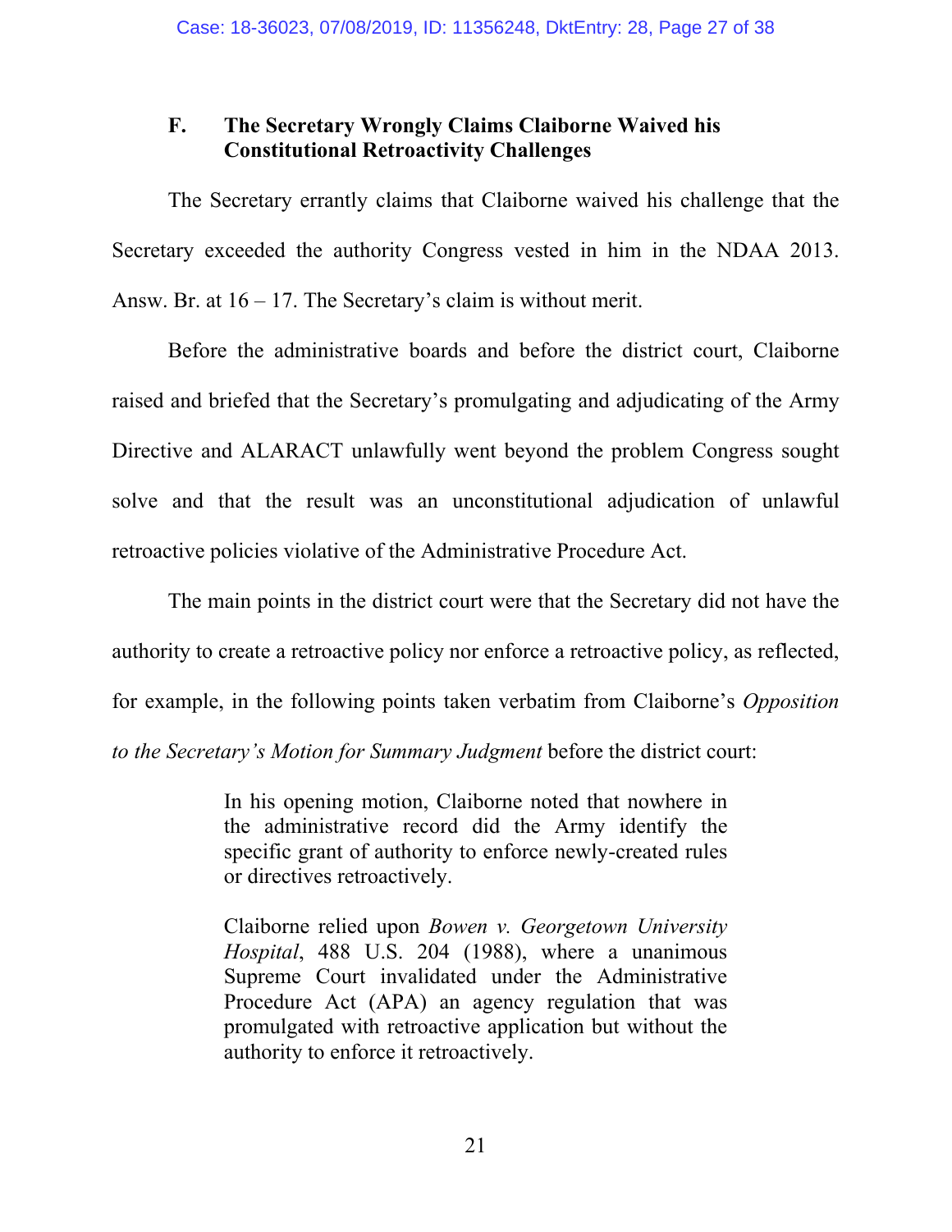### F. The Secretary Wrongly Claims Claiborne Waived his Constitutional Retroactivity Challenges

The Secretary errantly claims that Claiborne waived his challenge that the Secretary exceeded the authority Congress vested in him in the NDAA 2013. Answ. Br. at 16 – 17. The Secretary's claim is without merit.

Before the administrative boards and before the district court, Claiborne raised and briefed that the Secretary's promulgating and adjudicating of the Army Directive and ALARACT unlawfully went beyond the problem Congress sought solve and that the result was an unconstitutional adjudication of unlawful retroactive policies violative of the Administrative Procedure Act.

The main points in the district court were that the Secretary did not have the authority to create a retroactive policy nor enforce a retroactive policy, as reflected, for example, in the following points taken verbatim from Claiborne's *Opposition to the Secretary's Motion for Summary Judgment* before the district court:

> In his opening motion, Claiborne noted that nowhere in the administrative record did the Army identify the specific grant of authority to enforce newly-created rules or directives retroactively.
>
> Claiborne relied upon *Bowen v. Georgetown University Hospital*, 488 U.S. 204 (1988), where a unanimous Supreme Court invalidated under the Administrative Procedure Act (APA) an agency regulation that was promulgated with retroactive application but without the authority to enforce it retroactively.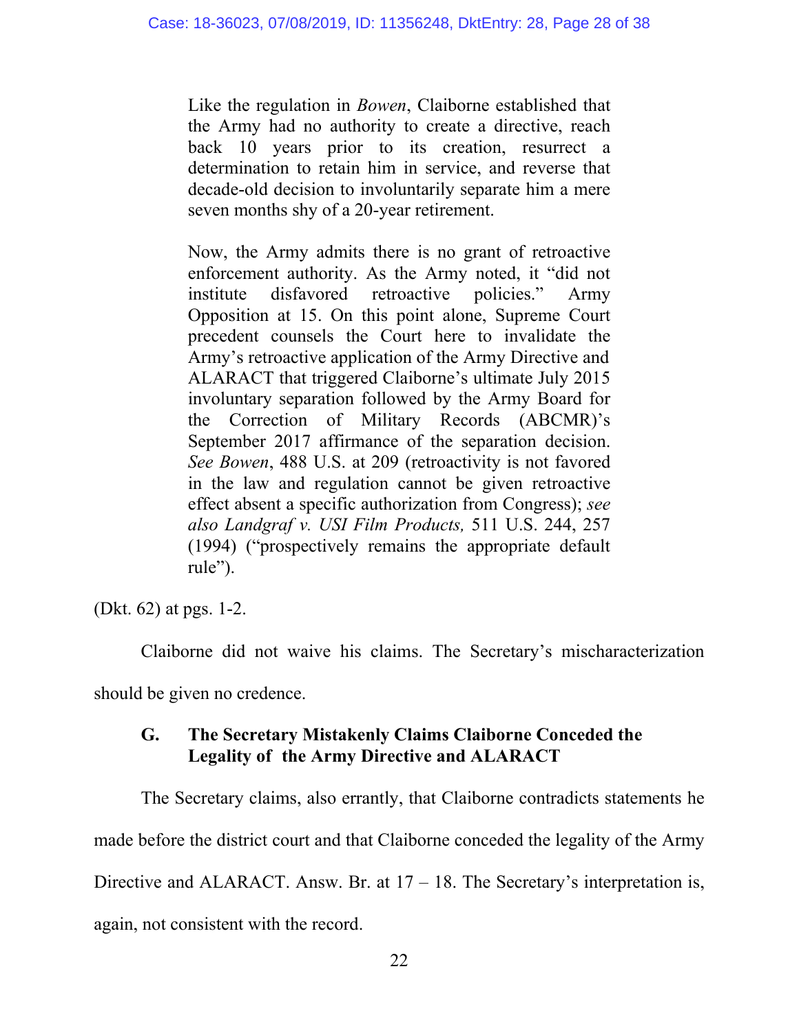> Like the regulation in *Bowen*, Claiborne established that the Army had no authority to create a directive, reach back 10 years prior to its creation, resurrect a determination to retain him in service, and reverse that decade-old decision to involuntarily separate him a mere seven months shy of a 20-year retirement.
>
> Now, the Army admits there is no grant of retroactive enforcement authority. As the Army noted, it "did not institute disfavored retroactive policies." Army Opposition at 15. On this point alone, Supreme Court precedent counsels the Court here to invalidate the Army's retroactive application of the Army Directive and ALARACT that triggered Claiborne's ultimate July 2015 involuntary separation followed by the Army Board for the Correction of Military Records (ABCMR)'s September 2017 affirmance of the separation decision. *See Bowen*, 488 U.S. at 209 (retroactivity is not favored in the law and regulation cannot be given retroactive effect absent a specific authorization from Congress); *see also Landgraf v. USI Film Products,* 511 U.S. 244, 257 (1994) ("prospectively remains the appropriate default rule").

(Dkt. 62) at pgs. 1-2.

Claiborne did not waive his claims. The Secretary's mischaracterization should be given no credence.

### G. The Secretary Mistakenly Claims Claiborne Conceded the Legality of the Army Directive and ALARACT

The Secretary claims, also errantly, that Claiborne contradicts statements he made before the district court and that Claiborne conceded the legality of the Army Directive and ALARACT. Answ. Br. at 17 – 18. The Secretary's interpretation is, again, not consistent with the record.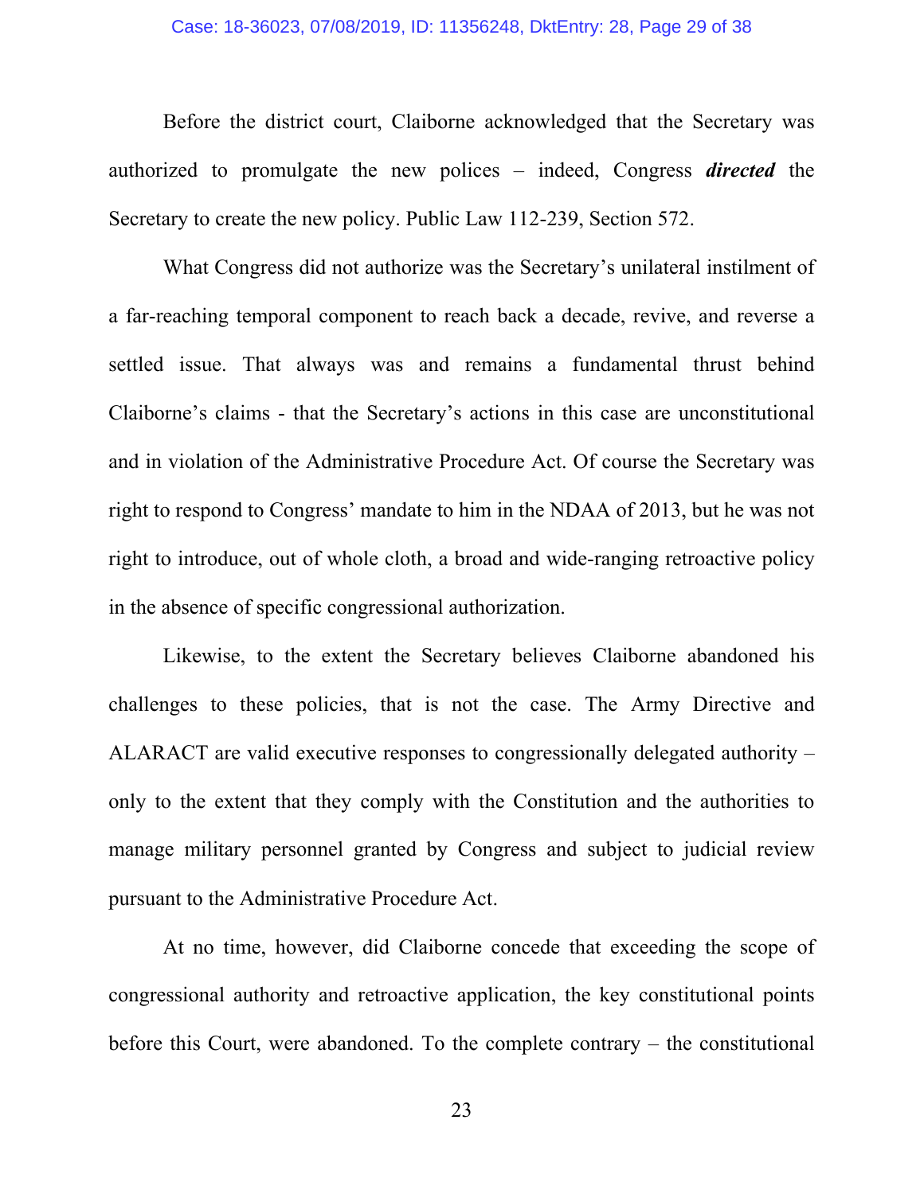Before the district court, Claiborne acknowledged that the Secretary was authorized to promulgate the new polices – indeed, Congress ***directed*** the Secretary to create the new policy. Public Law 112-239, Section 572.

What Congress did not authorize was the Secretary's unilateral instilment of a far-reaching temporal component to reach back a decade, revive, and reverse a settled issue. That always was and remains a fundamental thrust behind Claiborne's claims - that the Secretary's actions in this case are unconstitutional and in violation of the Administrative Procedure Act. Of course the Secretary was right to respond to Congress' mandate to him in the NDAA of 2013, but he was not right to introduce, out of whole cloth, a broad and wide-ranging retroactive policy in the absence of specific congressional authorization.

Likewise, to the extent the Secretary believes Claiborne abandoned his challenges to these policies, that is not the case. The Army Directive and ALARACT are valid executive responses to congressionally delegated authority – only to the extent that they comply with the Constitution and the authorities to manage military personnel granted by Congress and subject to judicial review pursuant to the Administrative Procedure Act.

At no time, however, did Claiborne concede that exceeding the scope of congressional authority and retroactive application, the key constitutional points before this Court, were abandoned. To the complete contrary – the constitutional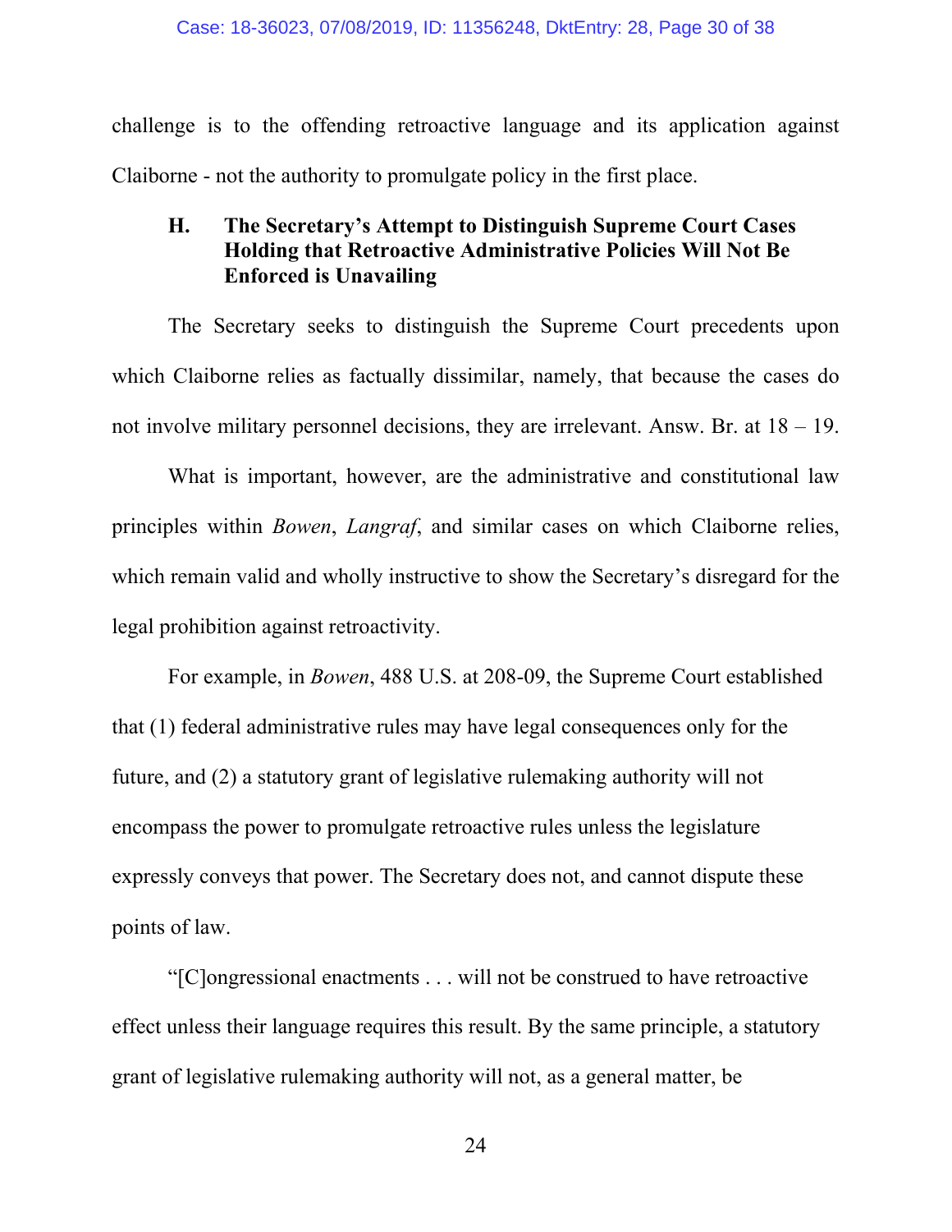challenge is to the offending retroactive language and its application against Claiborne - not the authority to promulgate policy in the first place.

### H. The Secretary's Attempt to Distinguish Supreme Court Cases Holding that Retroactive Administrative Policies Will Not Be Enforced is Unavailing

The Secretary seeks to distinguish the Supreme Court precedents upon which Claiborne relies as factually dissimilar, namely, that because the cases do not involve military personnel decisions, they are irrelevant. Answ. Br. at 18 – 19.

What is important, however, are the administrative and constitutional law principles within *Bowen*, *Langraf*, and similar cases on which Claiborne relies, which remain valid and wholly instructive to show the Secretary's disregard for the legal prohibition against retroactivity.

For example, in *Bowen*, 488 U.S. at 208-09, the Supreme Court established that (1) federal administrative rules may have legal consequences only for the future, and (2) a statutory grant of legislative rulemaking authority will not encompass the power to promulgate retroactive rules unless the legislature expressly conveys that power. The Secretary does not, and cannot dispute these points of law.

"[C]ongressional enactments . . . will not be construed to have retroactive effect unless their language requires this result. By the same principle, a statutory grant of legislative rulemaking authority will not, as a general matter, be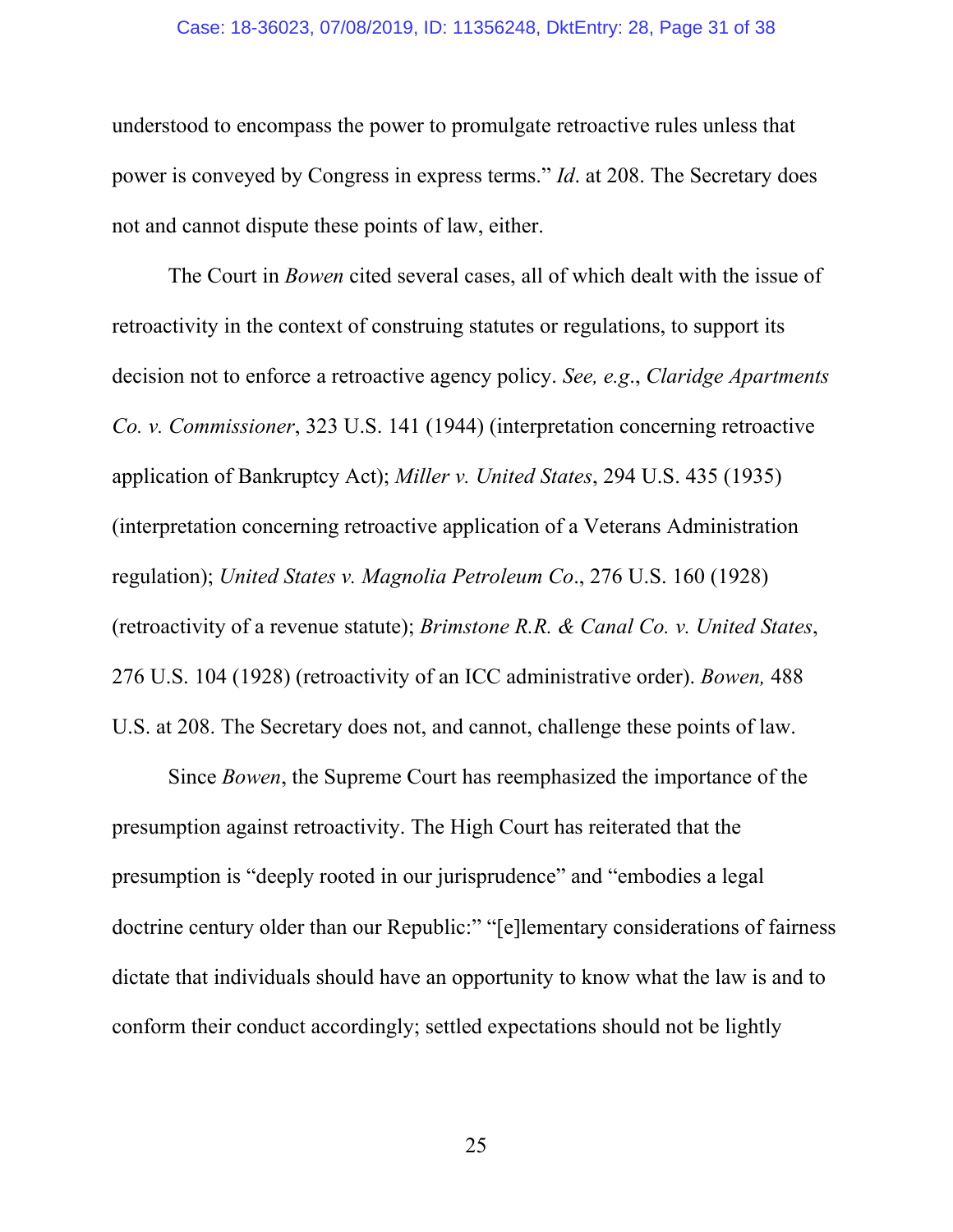understood to encompass the power to promulgate retroactive rules unless that power is conveyed by Congress in express terms." *Id*. at 208. The Secretary does not and cannot dispute these points of law, either.

The Court in *Bowen* cited several cases, all of which dealt with the issue of retroactivity in the context of construing statutes or regulations, to support its decision not to enforce a retroactive agency policy. *See, e.g*., *Claridge Apartments Co. v. Commissioner*, 323 U.S. 141 (1944) (interpretation concerning retroactive application of Bankruptcy Act); *Miller v. United States*, 294 U.S. 435 (1935) (interpretation concerning retroactive application of a Veterans Administration regulation); *United States v. Magnolia Petroleum Co*., 276 U.S. 160 (1928) (retroactivity of a revenue statute); *Brimstone R.R. & Canal Co. v. United States*, 276 U.S. 104 (1928) (retroactivity of an ICC administrative order). *Bowen,* 488 U.S. at 208. The Secretary does not, and cannot, challenge these points of law.

Since *Bowen*, the Supreme Court has reemphasized the importance of the presumption against retroactivity. The High Court has reiterated that the presumption is "deeply rooted in our jurisprudence" and "embodies a legal doctrine century older than our Republic:" "[e]lementary considerations of fairness dictate that individuals should have an opportunity to know what the law is and to conform their conduct accordingly; settled expectations should not be lightly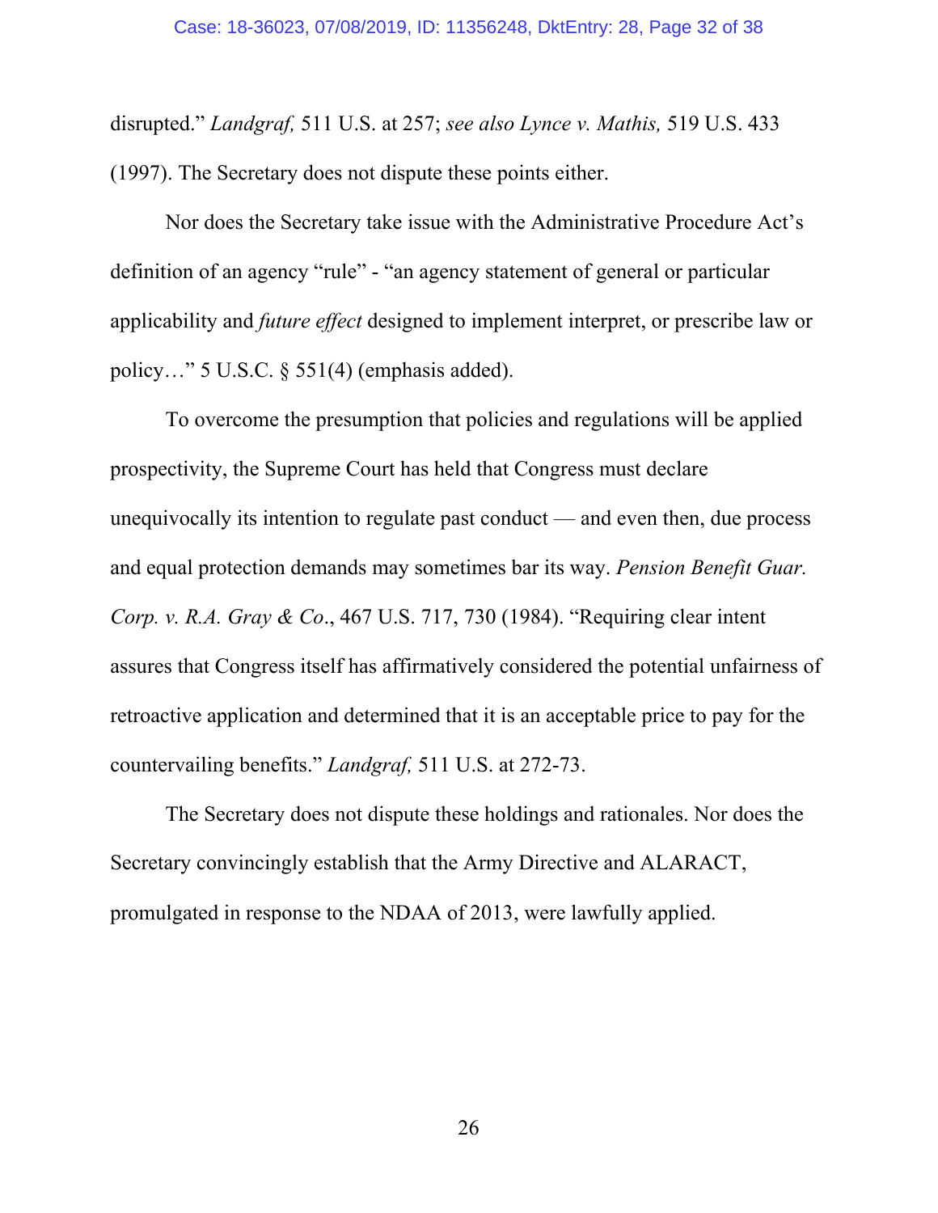disrupted." *Landgraf,* 511 U.S. at 257; *see also Lynce v. Mathis,* 519 U.S. 433 (1997). The Secretary does not dispute these points either.

Nor does the Secretary take issue with the Administrative Procedure Act's definition of an agency "rule" - "an agency statement of general or particular applicability and *future effect* designed to implement interpret, or prescribe law or policy…" 5 U.S.C. § 551(4) (emphasis added).

To overcome the presumption that policies and regulations will be applied prospectivity, the Supreme Court has held that Congress must declare unequivocally its intention to regulate past conduct — and even then, due process and equal protection demands may sometimes bar its way. *Pension Benefit Guar. Corp. v. R.A. Gray & Co*., 467 U.S. 717, 730 (1984). "Requiring clear intent assures that Congress itself has affirmatively considered the potential unfairness of retroactive application and determined that it is an acceptable price to pay for the countervailing benefits." *Landgraf,* 511 U.S. at 272-73.

The Secretary does not dispute these holdings and rationales. Nor does the Secretary convincingly establish that the Army Directive and ALARACT, promulgated in response to the NDAA of 2013, were lawfully applied.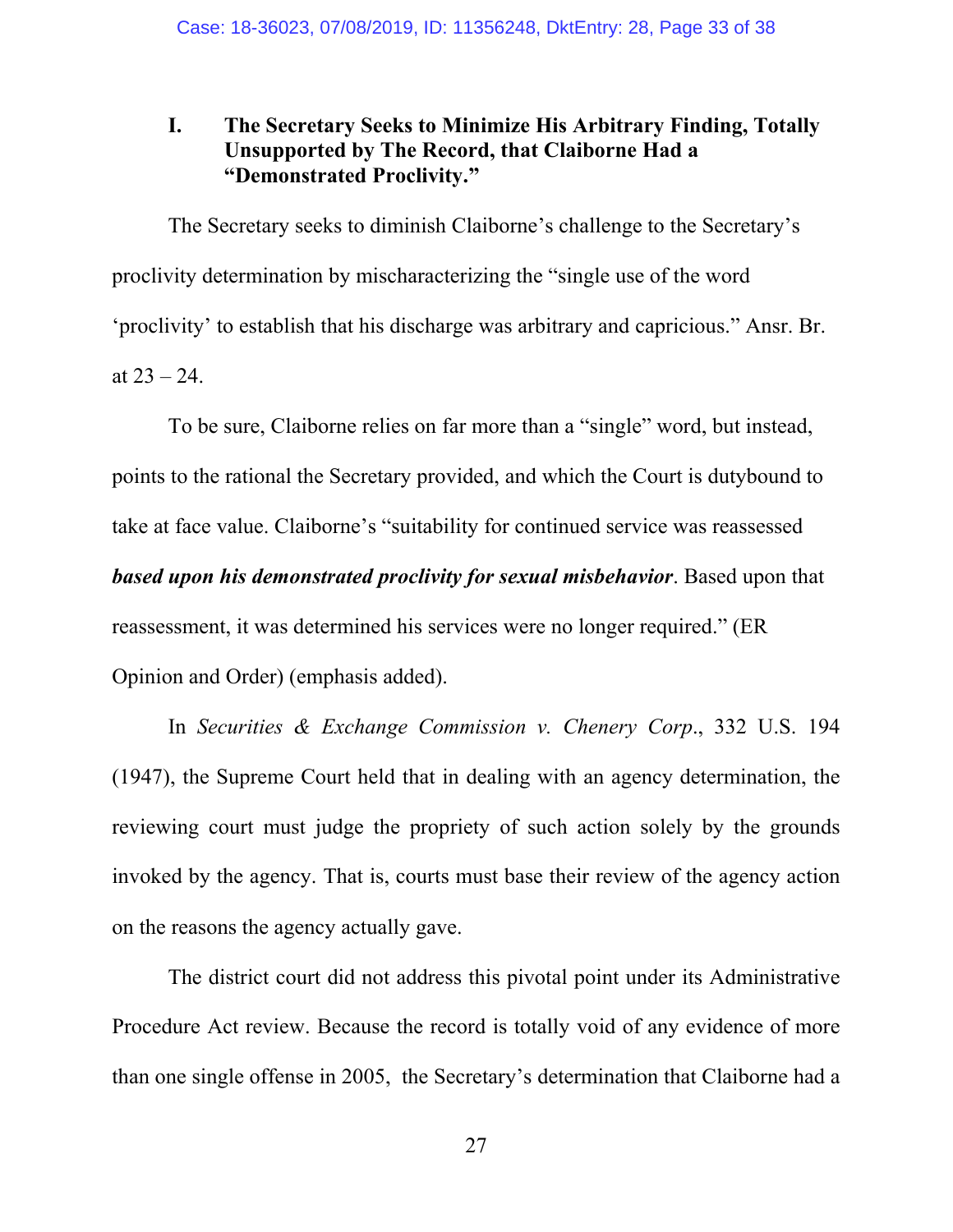## I. The Secretary Seeks to Minimize His Arbitrary Finding, Totally Unsupported by The Record, that Claiborne Had a "Demonstrated Proclivity."

The Secretary seeks to diminish Claiborne's challenge to the Secretary's proclivity determination by mischaracterizing the "single use of the word 'proclivity' to establish that his discharge was arbitrary and capricious." Ansr. Br. at 23 – 24.

To be sure, Claiborne relies on far more than a "single" word, but instead, points to the rational the Secretary provided, and which the Court is dutybound to take at face value. Claiborne's "suitability for continued service was reassessed ***based upon his demonstrated proclivity for sexual misbehavior***. Based upon that reassessment, it was determined his services were no longer required." (ER Opinion and Order) (emphasis added).

In *Securities & Exchange Commission v. Chenery Corp*., 332 U.S. 194 (1947), the Supreme Court held that in dealing with an agency determination, the reviewing court must judge the propriety of such action solely by the grounds invoked by the agency. That is, courts must base their review of the agency action on the reasons the agency actually gave.

The district court did not address this pivotal point under its Administrative Procedure Act review. Because the record is totally void of any evidence of more than one single offense in 2005, the Secretary's determination that Claiborne had a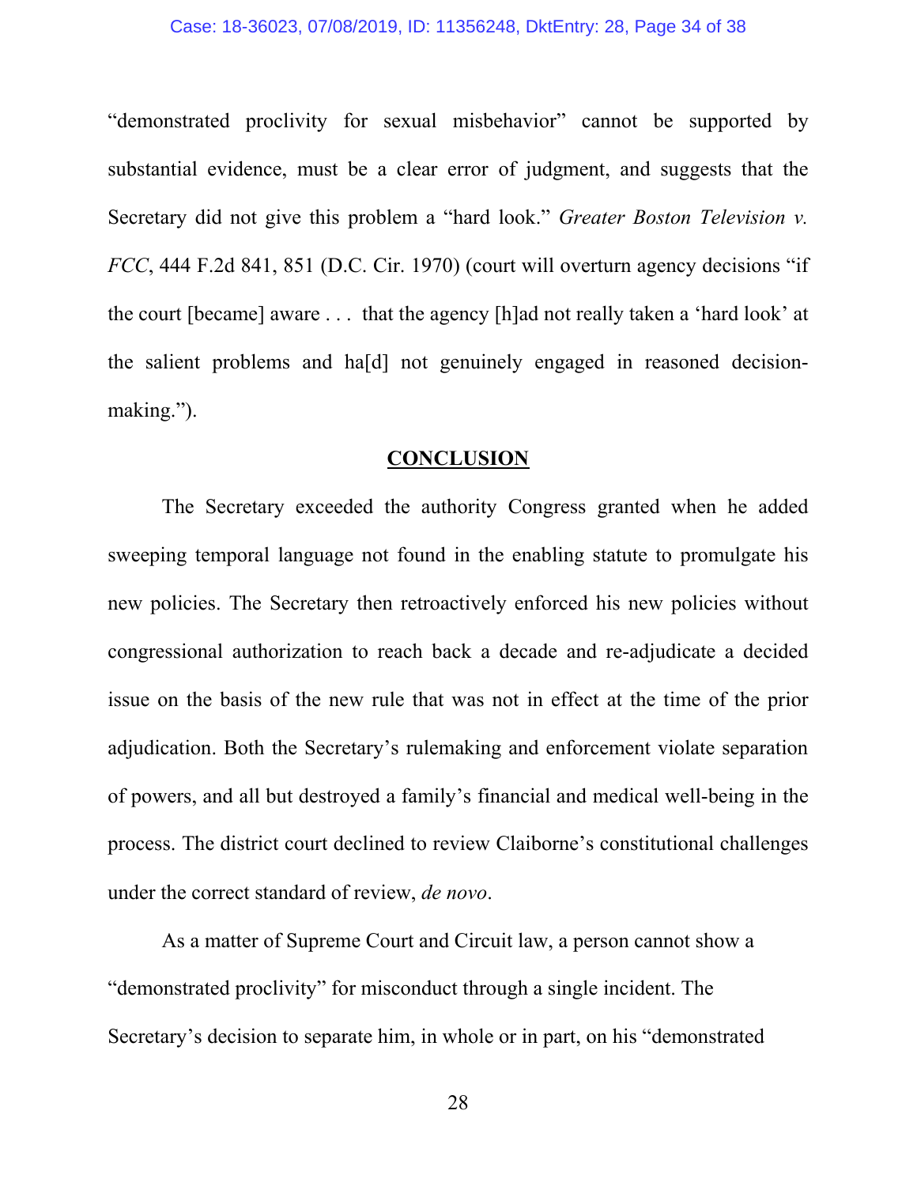"demonstrated proclivity for sexual misbehavior" cannot be supported by substantial evidence, must be a clear error of judgment, and suggests that the Secretary did not give this problem a "hard look." *Greater Boston Television v. FCC*, 444 F.2d 841, 851 (D.C. Cir. 1970) (court will overturn agency decisions "if the court [became] aware . . . that the agency [h]ad not really taken a 'hard look' at the salient problems and ha[d] not genuinely engaged in reasoned decision-making.").

## CONCLUSION

The Secretary exceeded the authority Congress granted when he added sweeping temporal language not found in the enabling statute to promulgate his new policies. The Secretary then retroactively enforced his new policies without congressional authorization to reach back a decade and re-adjudicate a decided issue on the basis of the new rule that was not in effect at the time of the prior adjudication. Both the Secretary's rulemaking and enforcement violate separation of powers, and all but destroyed a family's financial and medical well-being in the process. The district court declined to review Claiborne's constitutional challenges under the correct standard of review, *de novo*.

As a matter of Supreme Court and Circuit law, a person cannot show a "demonstrated proclivity" for misconduct through a single incident. The Secretary's decision to separate him, in whole or in part, on his "demonstrated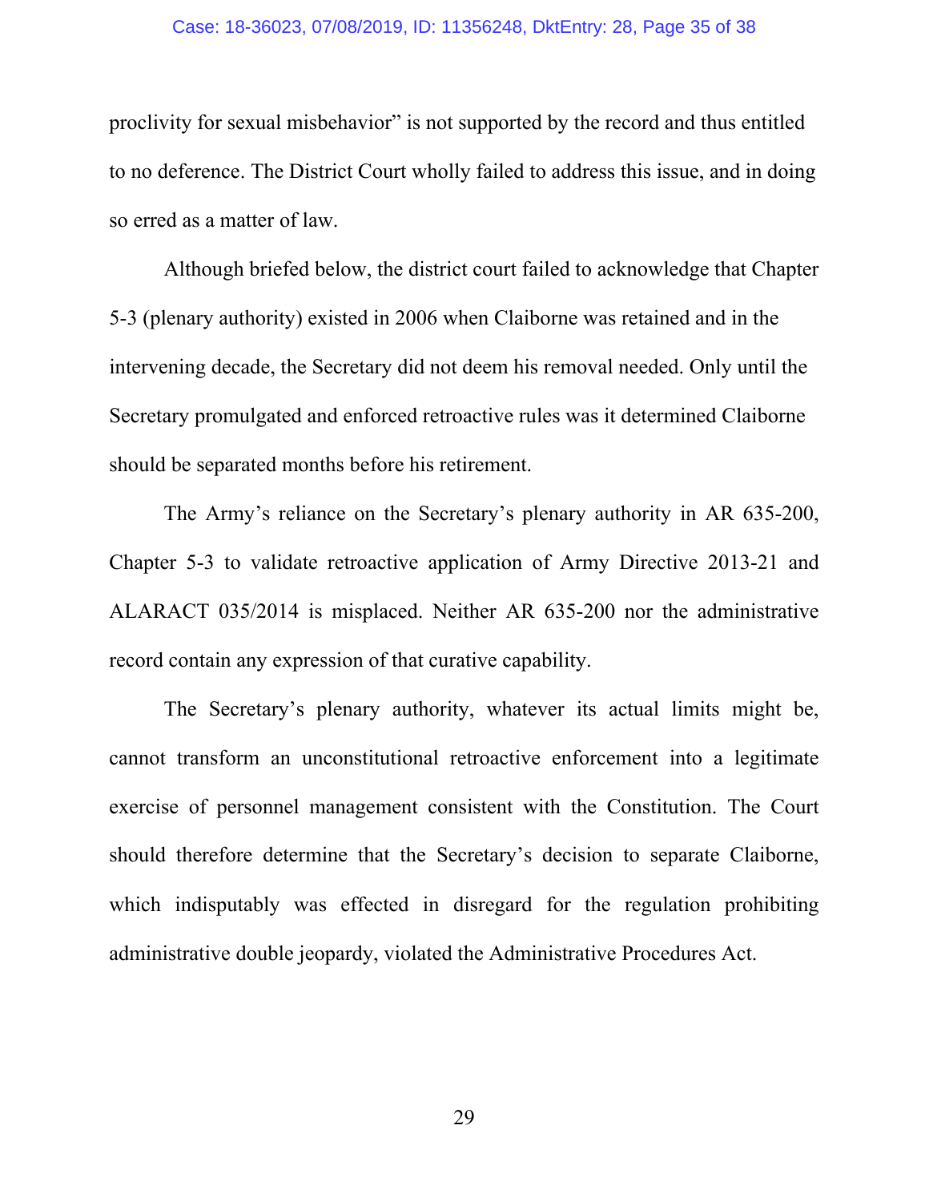proclivity for sexual misbehavior" is not supported by the record and thus entitled to no deference. The District Court wholly failed to address this issue, and in doing so erred as a matter of law.

Although briefed below, the district court failed to acknowledge that Chapter 5-3 (plenary authority) existed in 2006 when Claiborne was retained and in the intervening decade, the Secretary did not deem his removal needed. Only until the Secretary promulgated and enforced retroactive rules was it determined Claiborne should be separated months before his retirement.

The Army's reliance on the Secretary's plenary authority in AR 635-200, Chapter 5-3 to validate retroactive application of Army Directive 2013-21 and ALARACT 035/2014 is misplaced. Neither AR 635-200 nor the administrative record contain any expression of that curative capability.

The Secretary's plenary authority, whatever its actual limits might be, cannot transform an unconstitutional retroactive enforcement into a legitimate exercise of personnel management consistent with the Constitution. The Court should therefore determine that the Secretary's decision to separate Claiborne, which indisputably was effected in disregard for the regulation prohibiting administrative double jeopardy, violated the Administrative Procedures Act.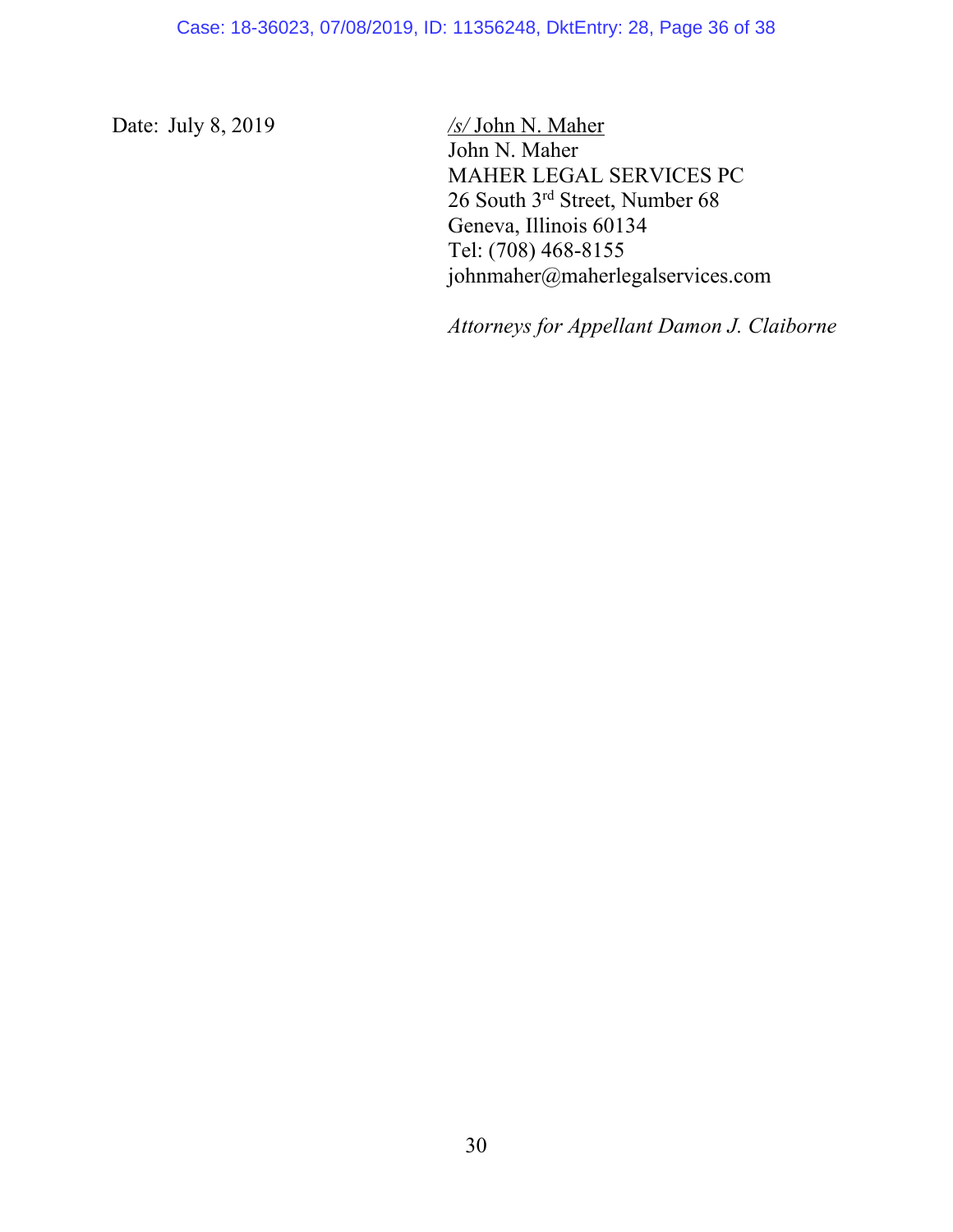Date: July 8, 2019

/s/ John N. Maher
John N. Maher
MAHER LEGAL SERVICES PC
26 South 3rd Street, Number 68
Geneva, Illinois 60134
Tel: (708) 468-8155
johnmaher@maherlegalservices.com

*Attorneys for Appellant Damon J. Claiborne*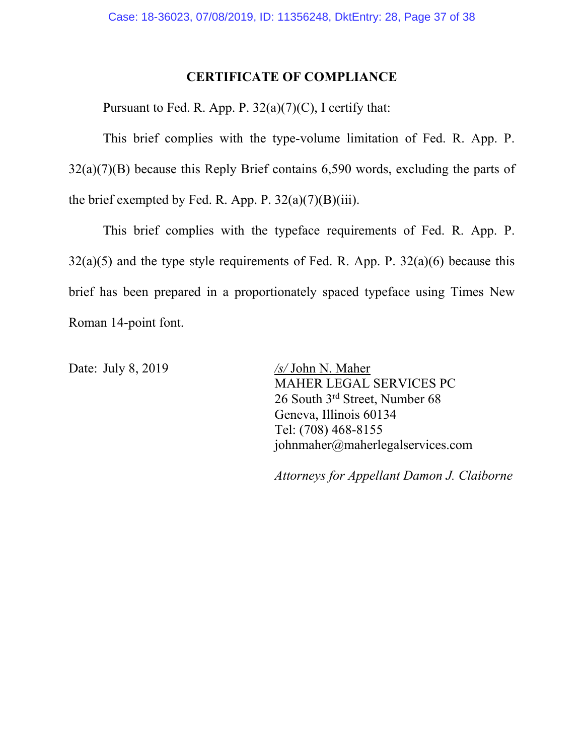## CERTIFICATE OF COMPLIANCE

Pursuant to Fed. R. App. P. 32(a)(7)(C), I certify that:

This brief complies with the type-volume limitation of Fed. R. App. P. 32(a)(7)(B) because this Reply Brief contains 6,590 words, excluding the parts of the brief exempted by Fed. R. App. P. 32(a)(7)(B)(iii).

This brief complies with the typeface requirements of Fed. R. App. P. 32(a)(5) and the type style requirements of Fed. R. App. P. 32(a)(6) because this brief has been prepared in a proportionately spaced typeface using Times New Roman 14-point font.

Date: July 8, 2019

/s/ John N. Maher
MAHER LEGAL SERVICES PC
26 South 3rd Street, Number 68
Geneva, Illinois 60134
Tel: (708) 468-8155
johnmaher@maherlegalservices.com

*Attorneys for Appellant Damon J. Claiborne*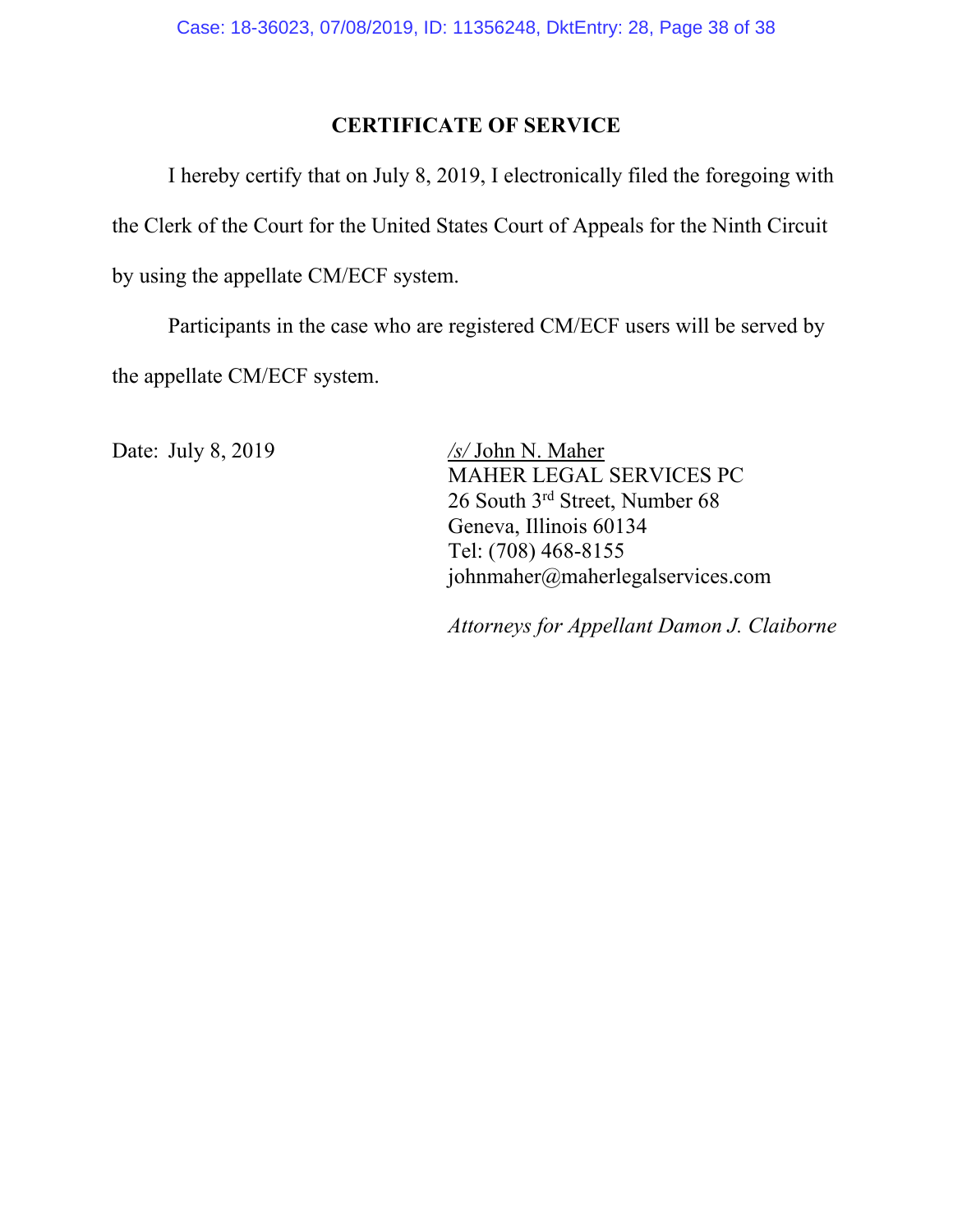## CERTIFICATE OF SERVICE

I hereby certify that on July 8, 2019, I electronically filed the foregoing with the Clerk of the Court for the United States Court of Appeals for the Ninth Circuit by using the appellate CM/ECF system.

Participants in the case who are registered CM/ECF users will be served by the appellate CM/ECF system.

Date: July 8, 2019

*/s/* John N. Maher
MAHER LEGAL SERVICES PC
26 South 3rd Street, Number 68
Geneva, Illinois 60134
Tel: (708) 468-8155
johnmaher@maherlegalservices.com

*Attorneys for Appellant Damon J. Claiborne*